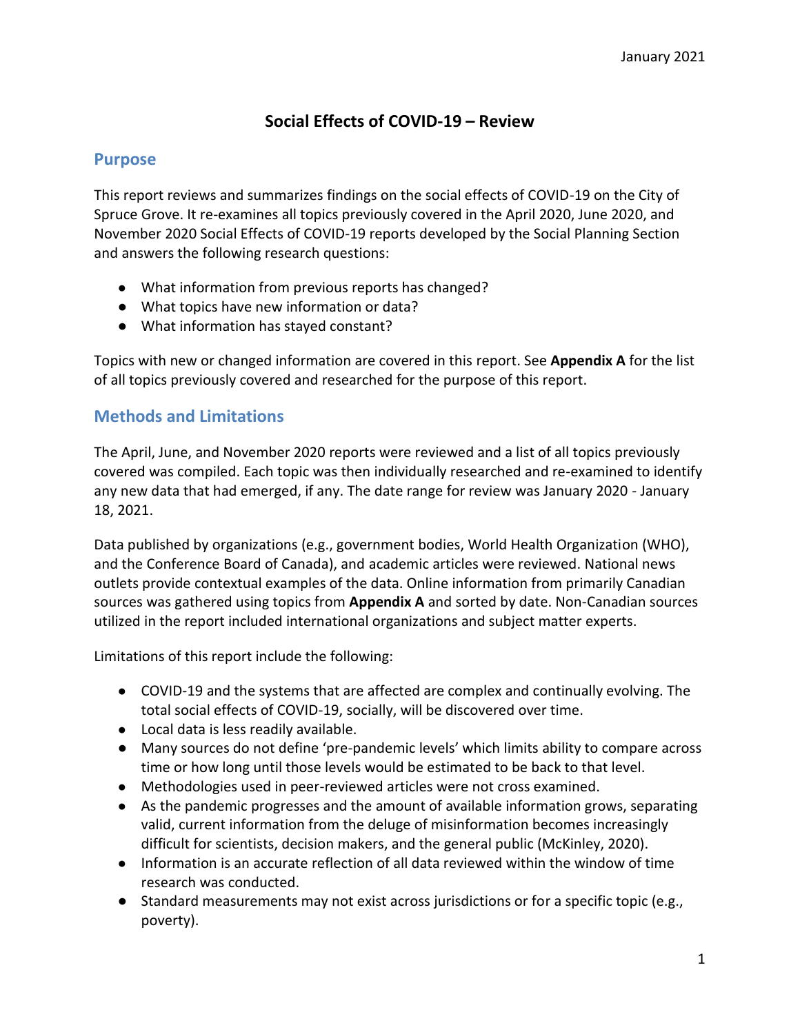January 2021

# Social Effects of COVID-19 – Review

## Purpose

This report reviews and summarizes findings on the social effects of COVID-19 on the City of Spruce Grove. It re-examines all topics previously covered in the April 2020, June 2020, and November 2020 Social Effects of COVID-19 reports developed by the Social Planning Section and answers the following research questions:

- What information from previous reports has changed?
- What topics have new information or data?
- What information has stayed constant?

Topics with new or changed information are covered in this report. See **Appendix A** for the list of all topics previously covered and researched for the purpose of this report.

## Methods and Limitations

The April, June, and November 2020 reports were reviewed and a list of all topics previously covered was compiled. Each topic was then individually researched and re-examined to identify any new data that had emerged, if any. The date range for review was January 2020 - January 18, 2021.

Data published by organizations (e.g., government bodies, World Health Organization (WHO), and the Conference Board of Canada), and academic articles were reviewed. National news outlets provide contextual examples of the data. Online information from primarily Canadian sources was gathered using topics from **Appendix A** and sorted by date. Non-Canadian sources utilized in the report included international organizations and subject matter experts.

Limitations of this report include the following:

- COVID-19 and the systems that are affected are complex and continually evolving. The total social effects of COVID-19, socially, will be discovered over time.
- Local data is less readily available.
- Many sources do not define 'pre-pandemic levels' which limits ability to compare across time or how long until those levels would be estimated to be back to that level.
- Methodologies used in peer-reviewed articles were not cross examined.
- As the pandemic progresses and the amount of available information grows, separating valid, current information from the deluge of misinformation becomes increasingly difficult for scientists, decision makers, and the general public (McKinley, 2020).
- Information is an accurate reflection of all data reviewed within the window of time research was conducted.
- Standard measurements may not exist across jurisdictions or for a specific topic (e.g., poverty).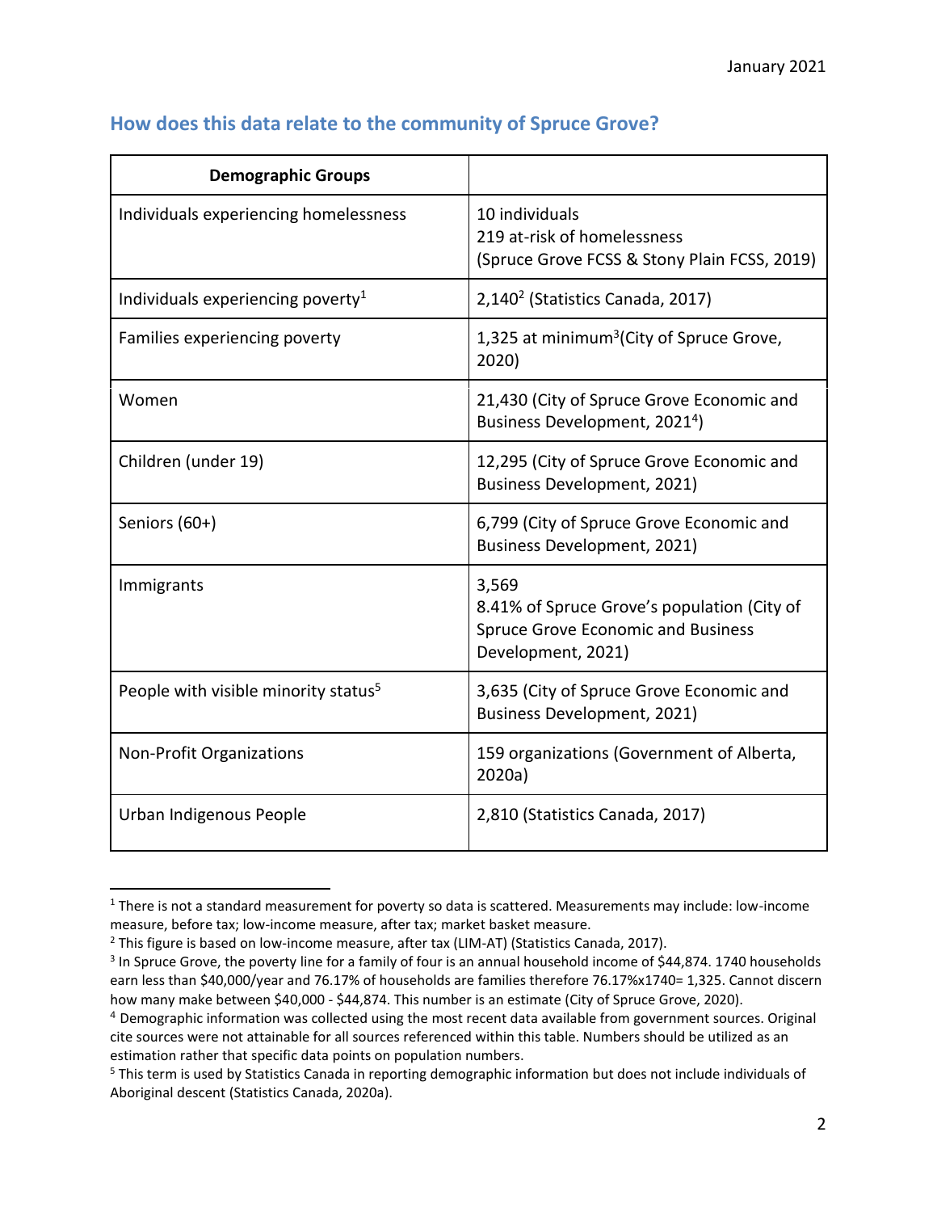## How does this data relate to the community of Spruce Grove?

| Demographic Groups | |
|---|---|
| Individuals experiencing homelessness | 10 individuals<br>219 at-risk of homelessness<br>(Spruce Grove FCSS & Stony Plain FCSS, 2019) |
| Individuals experiencing poverty[1] | 2,140[2] (Statistics Canada, 2017) |
| Families experiencing poverty | 1,325 at minimum[3](City of Spruce Grove, 2020) |
| Women | 21,430 (City of Spruce Grove Economic and Business Development, 2021[4]) |
| Children (under 19) | 12,295 (City of Spruce Grove Economic and Business Development, 2021) |
| Seniors (60+) | 6,799 (City of Spruce Grove Economic and Business Development, 2021) |
| Immigrants | 3,569<br>8.41% of Spruce Grove's population (City of Spruce Grove Economic and Business Development, 2021) |
| People with visible minority status[5] | 3,635 (City of Spruce Grove Economic and Business Development, 2021) |
| Non-Profit Organizations | 159 organizations (Government of Alberta, 2020a) |
| Urban Indigenous People | 2,810 (Statistics Canada, 2017) |

[1] There is not a standard measurement for poverty so data is scattered. Measurements may include: low-income measure, before tax; low-income measure, after tax; market basket measure.

[2] This figure is based on low-income measure, after tax (LIM-AT) (Statistics Canada, 2017).

[3] In Spruce Grove, the poverty line for a family of four is an annual household income of $44,874. 1740 households earn less than $40,000/year and 76.17% of households are families therefore 76.17%x1740= 1,325. Cannot discern how many make between $40,000 - $44,874. This number is an estimate (City of Spruce Grove, 2020).

[4] Demographic information was collected using the most recent data available from government sources. Original cite sources were not attainable for all sources referenced within this table. Numbers should be utilized as an estimation rather that specific data points on population numbers.

[5] This term is used by Statistics Canada in reporting demographic information but does not include individuals of Aboriginal descent (Statistics Canada, 2020a).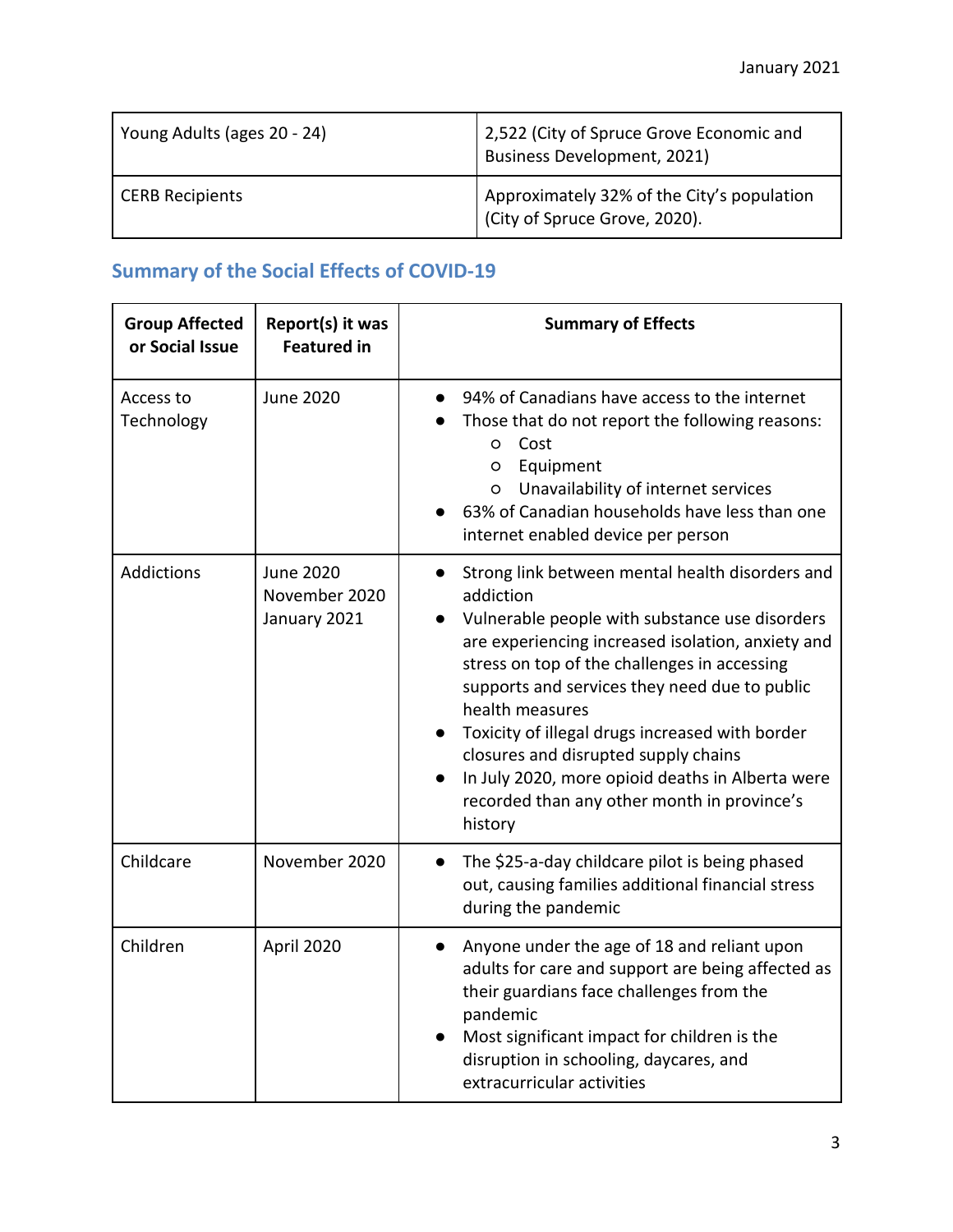| Young Adults (ages 20 - 24) | 2,522 (City of Spruce Grove Economic and Business Development, 2021) |
| --- | --- |
| CERB Recipients | Approximately 32% of the City's population (City of Spruce Grove, 2020). |

## Summary of the Social Effects of COVID-19

| Group Affected or Social Issue | Report(s) it was Featured in | Summary of Effects |
| --- | --- | --- |
| Access to Technology | June 2020 | • 94% of Canadians have access to the internet<br>• Those that do not report the following reasons:<br>&nbsp;&nbsp;&nbsp;&nbsp;○ Cost<br>&nbsp;&nbsp;&nbsp;&nbsp;○ Equipment<br>&nbsp;&nbsp;&nbsp;&nbsp;○ Unavailability of internet services<br>• 63% of Canadian households have less than one internet enabled device per person |
| Addictions | June 2020<br>November 2020<br>January 2021 | • Strong link between mental health disorders and addiction<br>• Vulnerable people with substance use disorders are experiencing increased isolation, anxiety and stress on top of the challenges in accessing supports and services they need due to public health measures<br>• Toxicity of illegal drugs increased with border closures and disrupted supply chains<br>• In July 2020, more opioid deaths in Alberta were recorded than any other month in province's history |
| Childcare | November 2020 | • The $25-a-day childcare pilot is being phased out, causing families additional financial stress during the pandemic |
| Children | April 2020 | • Anyone under the age of 18 and reliant upon adults for care and support are being affected as their guardians face challenges from the pandemic<br>• Most significant impact for children is the disruption in schooling, daycares, and extracurricular activities |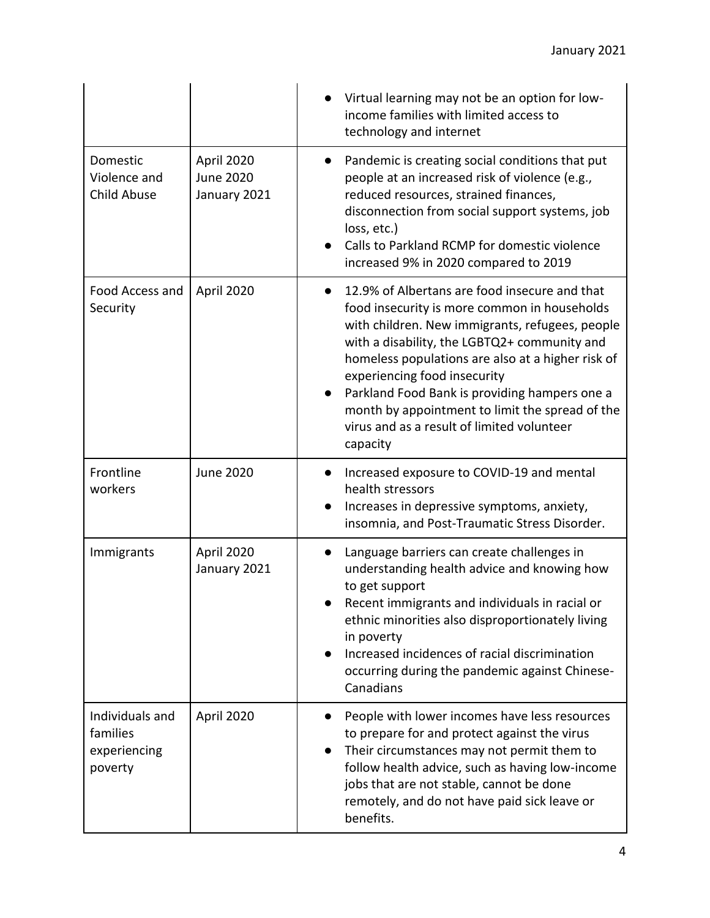| | | |
|---|---|---|
| | | • Virtual learning may not be an option for low-income families with limited access to technology and internet |
| Domestic Violence and Child Abuse | April 2020<br>June 2020<br>January 2021 | • Pandemic is creating social conditions that put people at an increased risk of violence (e.g., reduced resources, strained finances, disconnection from social support systems, job loss, etc.)<br>• Calls to Parkland RCMP for domestic violence increased 9% in 2020 compared to 2019 |
| Food Access and Security | April 2020 | • 12.9% of Albertans are food insecure and that food insecurity is more common in households with children. New immigrants, refugees, people with a disability, the LGBTQ2+ community and homeless populations are also at a higher risk of experiencing food insecurity<br>• Parkland Food Bank is providing hampers one a month by appointment to limit the spread of the virus and as a result of limited volunteer capacity |
| Frontline workers | June 2020 | • Increased exposure to COVID-19 and mental health stressors<br>• Increases in depressive symptoms, anxiety, insomnia, and Post-Traumatic Stress Disorder. |
| Immigrants | April 2020<br>January 2021 | • Language barriers can create challenges in understanding health advice and knowing how to get support<br>• Recent immigrants and individuals in racial or ethnic minorities also disproportionately living in poverty<br>• Increased incidences of racial discrimination occurring during the pandemic against Chinese-Canadians |
| Individuals and families experiencing poverty | April 2020 | • People with lower incomes have less resources to prepare for and protect against the virus<br>• Their circumstances may not permit them to follow health advice, such as having low-income jobs that are not stable, cannot be done remotely, and do not have paid sick leave or benefits. |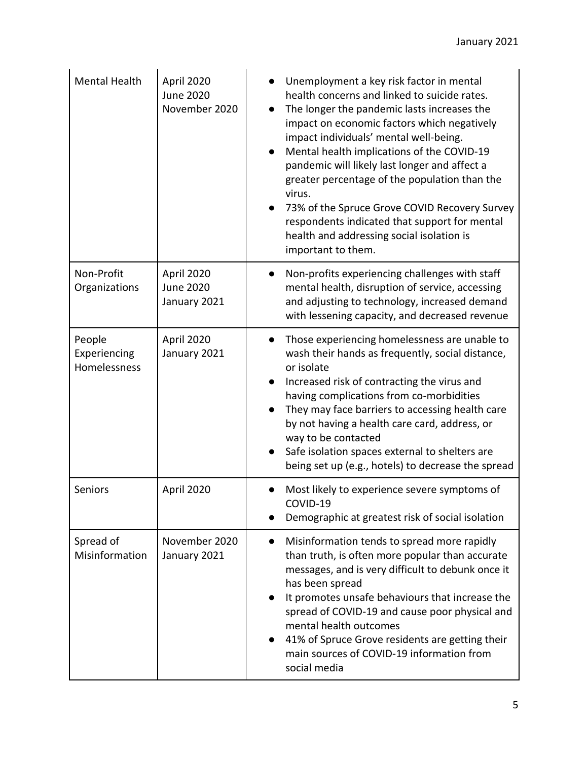| | | |
|---|---|---|
| Mental Health | April 2020<br>June 2020<br>November 2020 | ● Unemployment a key risk factor in mental health concerns and linked to suicide rates.<br>● The longer the pandemic lasts increases the impact on economic factors which negatively impact individuals' mental well-being.<br>● Mental health implications of the COVID-19 pandemic will likely last longer and affect a greater percentage of the population than the virus.<br>● 73% of the Spruce Grove COVID Recovery Survey respondents indicated that support for mental health and addressing social isolation is important to them. |
| Non-Profit Organizations | April 2020<br>June 2020<br>January 2021 | ● Non-profits experiencing challenges with staff mental health, disruption of service, accessing and adjusting to technology, increased demand with lessening capacity, and decreased revenue |
| People Experiencing Homelessness | April 2020<br>January 2021 | ● Those experiencing homelessness are unable to wash their hands as frequently, social distance, or isolate<br>● Increased risk of contracting the virus and having complications from co-morbidities<br>● They may face barriers to accessing health care by not having a health care card, address, or way to be contacted<br>● Safe isolation spaces external to shelters are being set up (e.g., hotels) to decrease the spread |
| Seniors | April 2020 | ● Most likely to experience severe symptoms of COVID-19<br>● Demographic at greatest risk of social isolation |
| Spread of Misinformation | November 2020<br>January 2021 | ● Misinformation tends to spread more rapidly than truth, is often more popular than accurate messages, and is very difficult to debunk once it has been spread<br>● It promotes unsafe behaviours that increase the spread of COVID-19 and cause poor physical and mental health outcomes<br>● 41% of Spruce Grove residents are getting their main sources of COVID-19 information from social media |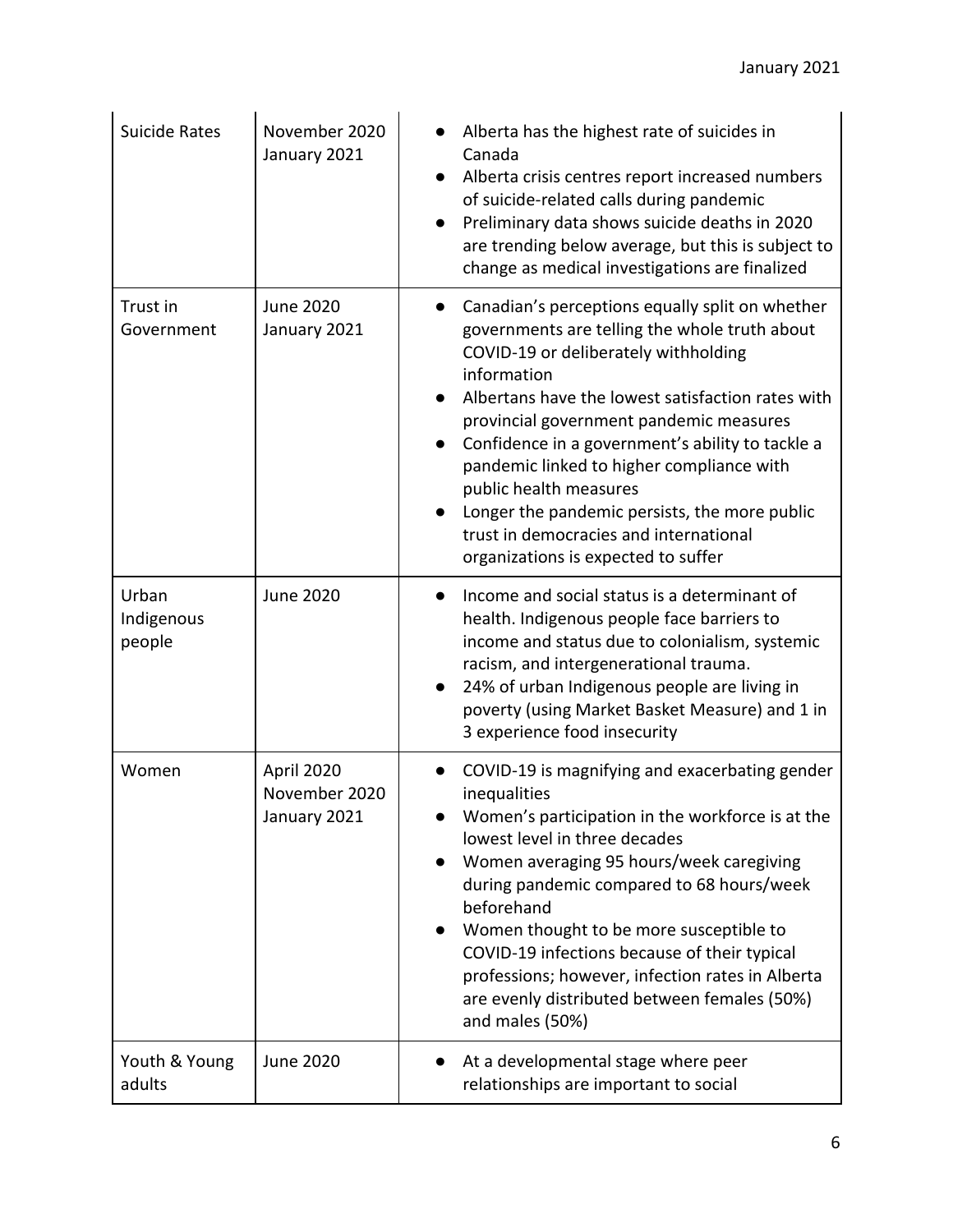| Suicide Rates | November 2020<br>January 2021 | • Alberta has the highest rate of suicides in Canada<br>• Alberta crisis centres report increased numbers of suicide-related calls during pandemic<br>• Preliminary data shows suicide deaths in 2020 are trending below average, but this is subject to change as medical investigations are finalized |
|---|---|---|
| Trust in Government | June 2020<br>January 2021 | • Canadian's perceptions equally split on whether governments are telling the whole truth about COVID-19 or deliberately withholding information<br>• Albertans have the lowest satisfaction rates with provincial government pandemic measures<br>• Confidence in a government's ability to tackle a pandemic linked to higher compliance with public health measures<br>• Longer the pandemic persists, the more public trust in democracies and international organizations is expected to suffer |
| Urban Indigenous people | June 2020 | • Income and social status is a determinant of health. Indigenous people face barriers to income and status due to colonialism, systemic racism, and intergenerational trauma.<br>• 24% of urban Indigenous people are living in poverty (using Market Basket Measure) and 1 in 3 experience food insecurity |
| Women | April 2020<br>November 2020<br>January 2021 | • COVID-19 is magnifying and exacerbating gender inequalities<br>• Women's participation in the workforce is at the lowest level in three decades<br>• Women averaging 95 hours/week caregiving during pandemic compared to 68 hours/week beforehand<br>• Women thought to be more susceptible to COVID-19 infections because of their typical professions; however, infection rates in Alberta are evenly distributed between females (50%) and males (50%) |
| Youth & Young adults | June 2020 | • At a developmental stage where peer relationships are important to social |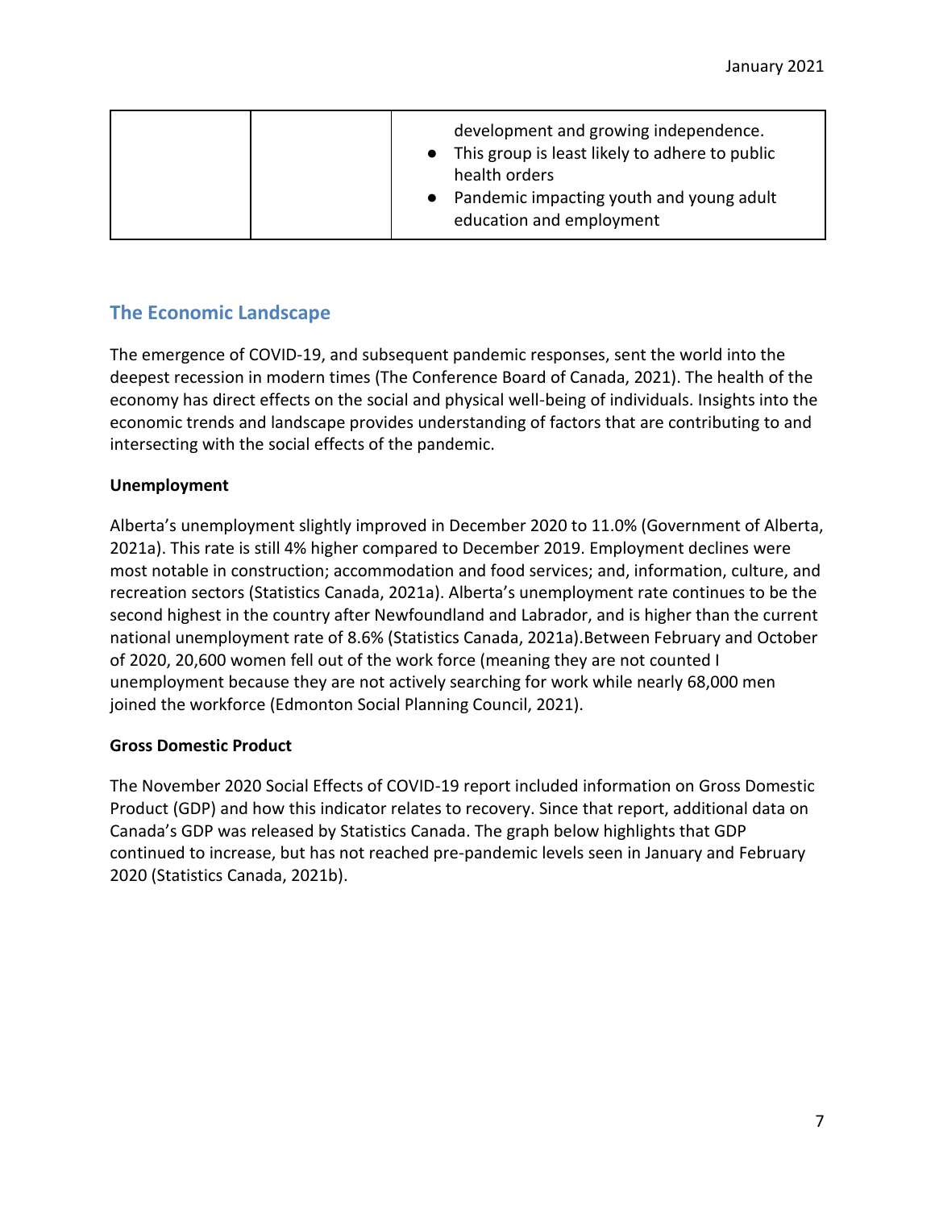| | | development and growing independence.<br>• This group is least likely to adhere to public health orders<br>• Pandemic impacting youth and young adult education and employment |
|---|---|---|

## The Economic Landscape

The emergence of COVID-19, and subsequent pandemic responses, sent the world into the deepest recession in modern times (The Conference Board of Canada, 2021). The health of the economy has direct effects on the social and physical well-being of individuals. Insights into the economic trends and landscape provides understanding of factors that are contributing to and intersecting with the social effects of the pandemic.

**Unemployment**

Alberta's unemployment slightly improved in December 2020 to 11.0% (Government of Alberta, 2021a). This rate is still 4% higher compared to December 2019. Employment declines were most notable in construction; accommodation and food services; and, information, culture, and recreation sectors (Statistics Canada, 2021a). Alberta's unemployment rate continues to be the second highest in the country after Newfoundland and Labrador, and is higher than the current national unemployment rate of 8.6% (Statistics Canada, 2021a).Between February and October of 2020, 20,600 women fell out of the work force (meaning they are not counted I unemployment because they are not actively searching for work while nearly 68,000 men joined the workforce (Edmonton Social Planning Council, 2021).

**Gross Domestic Product**

The November 2020 Social Effects of COVID-19 report included information on Gross Domestic Product (GDP) and how this indicator relates to recovery. Since that report, additional data on Canada's GDP was released by Statistics Canada. The graph below highlights that GDP continued to increase, but has not reached pre-pandemic levels seen in January and February 2020 (Statistics Canada, 2021b).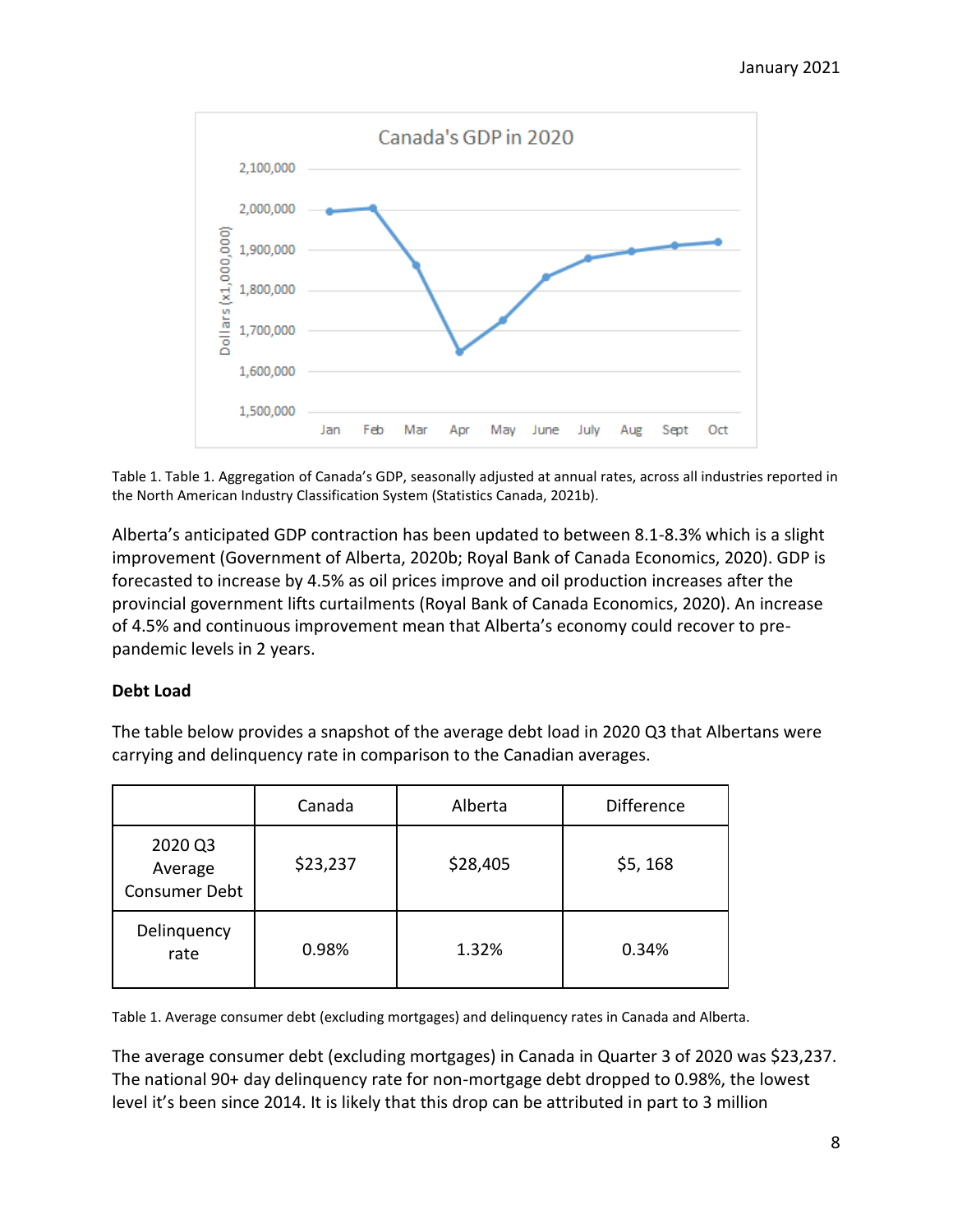Table 1. Table 1. Aggregation of Canada's GDP, seasonally adjusted at annual rates, across all industries reported in the North American Industry Classification System (Statistics Canada, 2021b).

Alberta's anticipated GDP contraction has been updated to between 8.1-8.3% which is a slight improvement (Government of Alberta, 2020b; Royal Bank of Canada Economics, 2020). GDP is forecasted to increase by 4.5% as oil prices improve and oil production increases after the provincial government lifts curtailments (Royal Bank of Canada Economics, 2020). An increase of 4.5% and continuous improvement mean that Alberta's economy could recover to pre-pandemic levels in 2 years.

**Debt Load**

The table below provides a snapshot of the average debt load in 2020 Q3 that Albertans were carrying and delinquency rate in comparison to the Canadian averages.

| | Canada | Alberta | Difference |
|---|---|---|---|
| 2020 Q3 Average Consumer Debt | $23,237 | $28,405 | $5, 168 |
| Delinquency rate | 0.98% | 1.32% | 0.34% |

Table 1. Average consumer debt (excluding mortgages) and delinquency rates in Canada and Alberta.

The average consumer debt (excluding mortgages) in Canada in Quarter 3 of 2020 was $23,237. The national 90+ day delinquency rate for non-mortgage debt dropped to 0.98%, the lowest level it's been since 2014. It is likely that this drop can be attributed in part to 3 million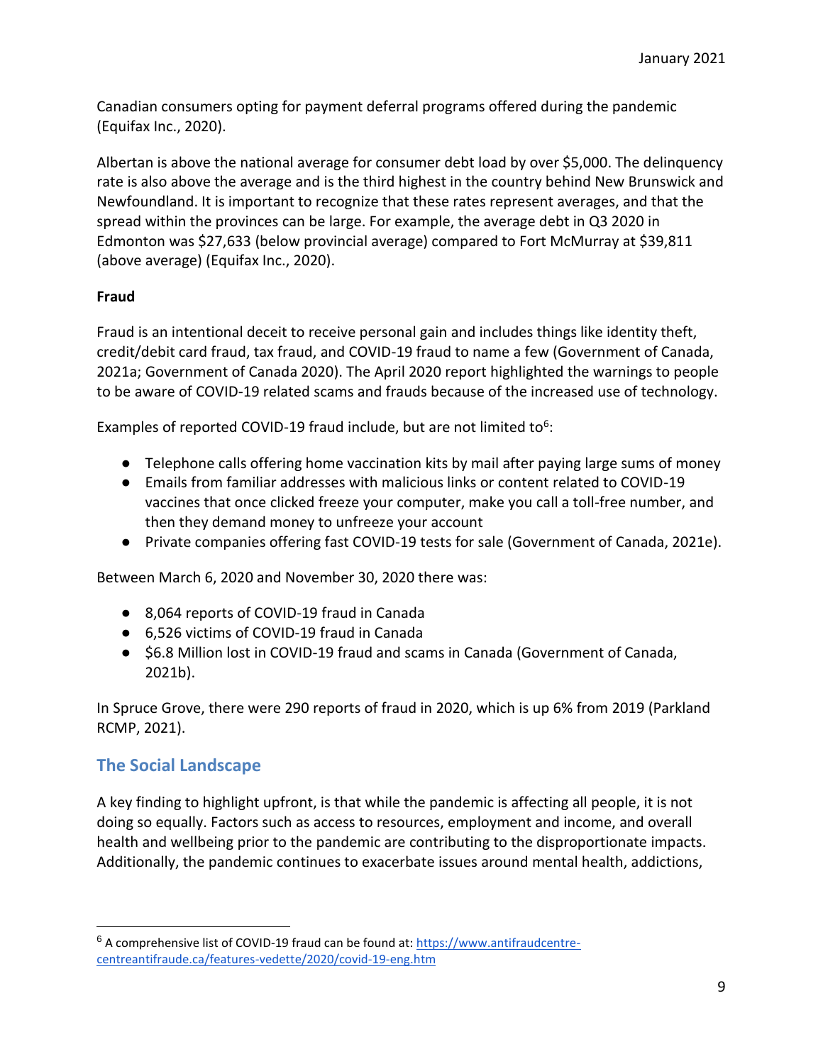Canadian consumers opting for payment deferral programs offered during the pandemic (Equifax Inc., 2020).

Albertan is above the national average for consumer debt load by over $5,000. The delinquency rate is also above the average and is the third highest in the country behind New Brunswick and Newfoundland. It is important to recognize that these rates represent averages, and that the spread within the provinces can be large. For example, the average debt in Q3 2020 in Edmonton was $27,633 (below provincial average) compared to Fort McMurray at $39,811 (above average) (Equifax Inc., 2020).

**Fraud**

Fraud is an intentional deceit to receive personal gain and includes things like identity theft, credit/debit card fraud, tax fraud, and COVID-19 fraud to name a few (Government of Canada, 2021a; Government of Canada 2020). The April 2020 report highlighted the warnings to people to be aware of COVID-19 related scams and frauds because of the increased use of technology.

Examples of reported COVID-19 fraud include, but are not limited to[6]:

- Telephone calls offering home vaccination kits by mail after paying large sums of money
- Emails from familiar addresses with malicious links or content related to COVID-19 vaccines that once clicked freeze your computer, make you call a toll-free number, and then they demand money to unfreeze your account
- Private companies offering fast COVID-19 tests for sale (Government of Canada, 2021e).

Between March 6, 2020 and November 30, 2020 there was:

- 8,064 reports of COVID-19 fraud in Canada
- 6,526 victims of COVID-19 fraud in Canada
- $6.8 Million lost in COVID-19 fraud and scams in Canada (Government of Canada, 2021b).

In Spruce Grove, there were 290 reports of fraud in 2020, which is up 6% from 2019 (Parkland RCMP, 2021).

## The Social Landscape

A key finding to highlight upfront, is that while the pandemic is affecting all people, it is not doing so equally. Factors such as access to resources, employment and income, and overall health and wellbeing prior to the pandemic are contributing to the disproportionate impacts. Additionally, the pandemic continues to exacerbate issues around mental health, addictions,

[6] A comprehensive list of COVID-19 fraud can be found at: https://www.antifraudcentre-centreantifraude.ca/features-vedette/2020/covid-19-eng.htm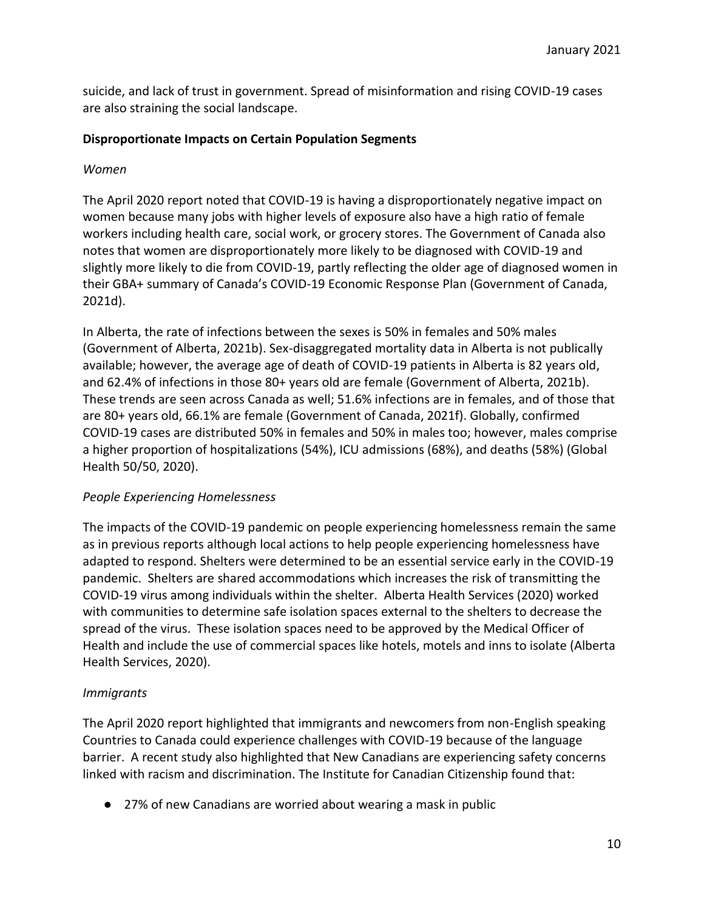suicide, and lack of trust in government. Spread of misinformation and rising COVID-19 cases are also straining the social landscape.

**Disproportionate Impacts on Certain Population Segments**

*Women*

The April 2020 report noted that COVID-19 is having a disproportionately negative impact on women because many jobs with higher levels of exposure also have a high ratio of female workers including health care, social work, or grocery stores. The Government of Canada also notes that women are disproportionately more likely to be diagnosed with COVID-19 and slightly more likely to die from COVID-19, partly reflecting the older age of diagnosed women in their GBA+ summary of Canada's COVID-19 Economic Response Plan (Government of Canada, 2021d).

In Alberta, the rate of infections between the sexes is 50% in females and 50% males (Government of Alberta, 2021b). Sex-disaggregated mortality data in Alberta is not publically available; however, the average age of death of COVID-19 patients in Alberta is 82 years old, and 62.4% of infections in those 80+ years old are female (Government of Alberta, 2021b). These trends are seen across Canada as well; 51.6% infections are in females, and of those that are 80+ years old, 66.1% are female (Government of Canada, 2021f). Globally, confirmed COVID-19 cases are distributed 50% in females and 50% in males too; however, males comprise a higher proportion of hospitalizations (54%), ICU admissions (68%), and deaths (58%) (Global Health 50/50, 2020).

*People Experiencing Homelessness*

The impacts of the COVID-19 pandemic on people experiencing homelessness remain the same as in previous reports although local actions to help people experiencing homelessness have adapted to respond. Shelters were determined to be an essential service early in the COVID-19 pandemic. Shelters are shared accommodations which increases the risk of transmitting the COVID-19 virus among individuals within the shelter. Alberta Health Services (2020) worked with communities to determine safe isolation spaces external to the shelters to decrease the spread of the virus. These isolation spaces need to be approved by the Medical Officer of Health and include the use of commercial spaces like hotels, motels and inns to isolate (Alberta Health Services, 2020).

*Immigrants*

The April 2020 report highlighted that immigrants and newcomers from non-English speaking Countries to Canada could experience challenges with COVID-19 because of the language barrier. A recent study also highlighted that New Canadians are experiencing safety concerns linked with racism and discrimination. The Institute for Canadian Citizenship found that:

- 27% of new Canadians are worried about wearing a mask in public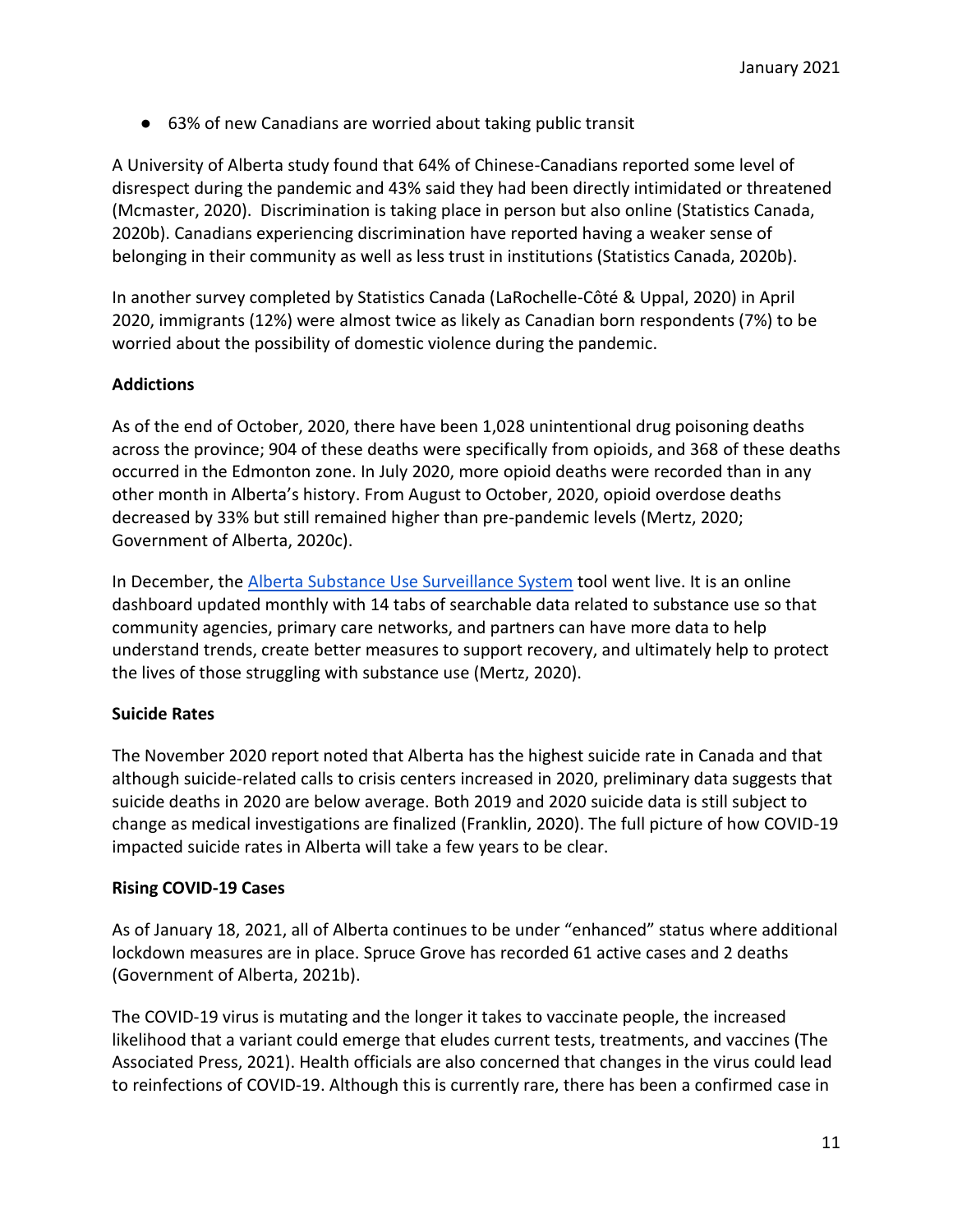- 63% of new Canadians are worried about taking public transit

A University of Alberta study found that 64% of Chinese-Canadians reported some level of disrespect during the pandemic and 43% said they had been directly intimidated or threatened (Mcmaster, 2020). Discrimination is taking place in person but also online (Statistics Canada, 2020b). Canadians experiencing discrimination have reported having a weaker sense of belonging in their community as well as less trust in institutions (Statistics Canada, 2020b).

In another survey completed by Statistics Canada (LaRochelle-Côté & Uppal, 2020) in April 2020, immigrants (12%) were almost twice as likely as Canadian born respondents (7%) to be worried about the possibility of domestic violence during the pandemic.

**Addictions**

As of the end of October, 2020, there have been 1,028 unintentional drug poisoning deaths across the province; 904 of these deaths were specifically from opioids, and 368 of these deaths occurred in the Edmonton zone. In July 2020, more opioid deaths were recorded than in any other month in Alberta's history. From August to October, 2020, opioid overdose deaths decreased by 33% but still remained higher than pre-pandemic levels (Mertz, 2020; Government of Alberta, 2020c).

In December, the Alberta Substance Use Surveillance System tool went live. It is an online dashboard updated monthly with 14 tabs of searchable data related to substance use so that community agencies, primary care networks, and partners can have more data to help understand trends, create better measures to support recovery, and ultimately help to protect the lives of those struggling with substance use (Mertz, 2020).

**Suicide Rates**

The November 2020 report noted that Alberta has the highest suicide rate in Canada and that although suicide-related calls to crisis centers increased in 2020, preliminary data suggests that suicide deaths in 2020 are below average. Both 2019 and 2020 suicide data is still subject to change as medical investigations are finalized (Franklin, 2020). The full picture of how COVID-19 impacted suicide rates in Alberta will take a few years to be clear.

**Rising COVID-19 Cases**

As of January 18, 2021, all of Alberta continues to be under "enhanced" status where additional lockdown measures are in place. Spruce Grove has recorded 61 active cases and 2 deaths (Government of Alberta, 2021b).

The COVID-19 virus is mutating and the longer it takes to vaccinate people, the increased likelihood that a variant could emerge that eludes current tests, treatments, and vaccines (The Associated Press, 2021). Health officials are also concerned that changes in the virus could lead to reinfections of COVID-19. Although this is currently rare, there has been a confirmed case in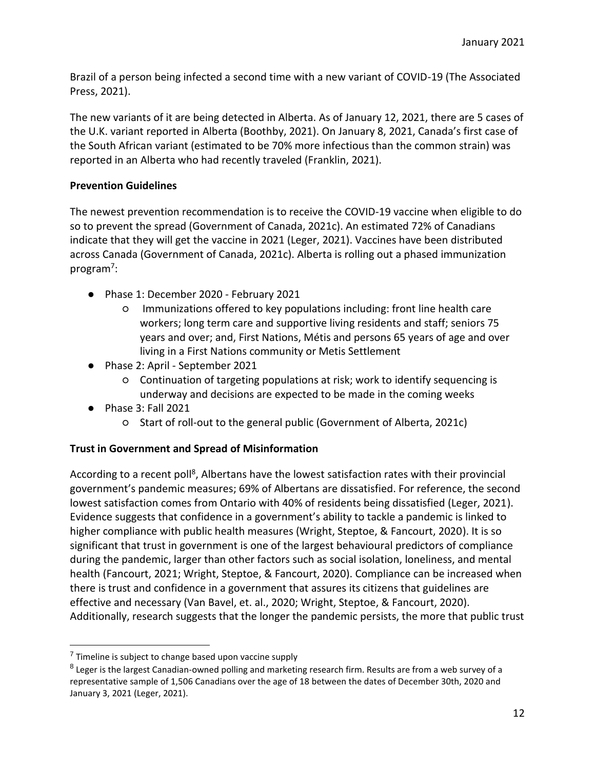Brazil of a person being infected a second time with a new variant of COVID-19 (The Associated Press, 2021).

The new variants of it are being detected in Alberta. As of January 12, 2021, there are 5 cases of the U.K. variant reported in Alberta (Boothby, 2021). On January 8, 2021, Canada's first case of the South African variant (estimated to be 70% more infectious than the common strain) was reported in an Alberta who had recently traveled (Franklin, 2021).

**Prevention Guidelines**

The newest prevention recommendation is to receive the COVID-19 vaccine when eligible to do so to prevent the spread (Government of Canada, 2021c). An estimated 72% of Canadians indicate that they will get the vaccine in 2021 (Leger, 2021). Vaccines have been distributed across Canada (Government of Canada, 2021c). Alberta is rolling out a phased immunization program[7]:

- Phase 1: December 2020 - February 2021
  - Immunizations offered to key populations including: front line health care workers; long term care and supportive living residents and staff; seniors 75 years and over; and, First Nations, Métis and persons 65 years of age and over living in a First Nations community or Metis Settlement
- Phase 2: April - September 2021
  - Continuation of targeting populations at risk; work to identify sequencing is underway and decisions are expected to be made in the coming weeks
- Phase 3: Fall 2021
  - Start of roll-out to the general public (Government of Alberta, 2021c)

**Trust in Government and Spread of Misinformation**

According to a recent poll[8], Albertans have the lowest satisfaction rates with their provincial government's pandemic measures; 69% of Albertans are dissatisfied. For reference, the second lowest satisfaction comes from Ontario with 40% of residents being dissatisfied (Leger, 2021). Evidence suggests that confidence in a government's ability to tackle a pandemic is linked to higher compliance with public health measures (Wright, Steptoe, & Fancourt, 2020). It is so significant that trust in government is one of the largest behavioural predictors of compliance during the pandemic, larger than other factors such as social isolation, loneliness, and mental health (Fancourt, 2021; Wright, Steptoe, & Fancourt, 2020). Compliance can be increased when there is trust and confidence in a government that assures its citizens that guidelines are effective and necessary (Van Bavel, et. al., 2020; Wright, Steptoe, & Fancourt, 2020). Additionally, research suggests that the longer the pandemic persists, the more that public trust

[7] Timeline is subject to change based upon vaccine supply

[8] Leger is the largest Canadian-owned polling and marketing research firm. Results are from a web survey of a representative sample of 1,506 Canadians over the age of 18 between the dates of December 30th, 2020 and January 3, 2021 (Leger, 2021).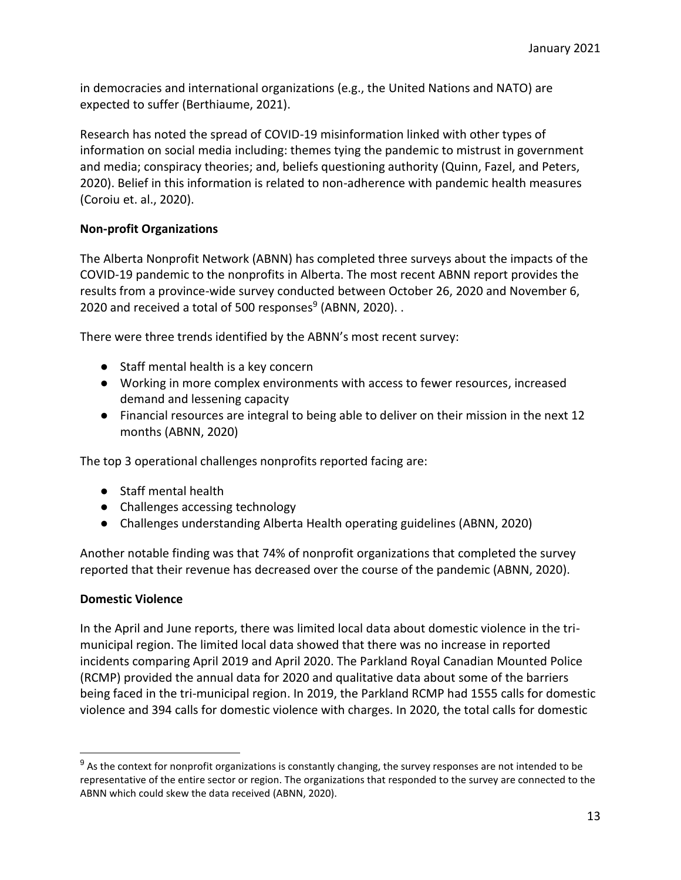in democracies and international organizations (e.g., the United Nations and NATO) are expected to suffer (Berthiaume, 2021).

Research has noted the spread of COVID-19 misinformation linked with other types of information on social media including: themes tying the pandemic to mistrust in government and media; conspiracy theories; and, beliefs questioning authority (Quinn, Fazel, and Peters, 2020). Belief in this information is related to non-adherence with pandemic health measures (Coroiu et. al., 2020).

**Non-profit Organizations**

The Alberta Nonprofit Network (ABNN) has completed three surveys about the impacts of the COVID-19 pandemic to the nonprofits in Alberta. The most recent ABNN report provides the results from a province-wide survey conducted between October 26, 2020 and November 6, 2020 and received a total of 500 responses[9] (ABNN, 2020). .

There were three trends identified by the ABNN's most recent survey:

- Staff mental health is a key concern
- Working in more complex environments with access to fewer resources, increased demand and lessening capacity
- Financial resources are integral to being able to deliver on their mission in the next 12 months (ABNN, 2020)

The top 3 operational challenges nonprofits reported facing are:

- Staff mental health
- Challenges accessing technology
- Challenges understanding Alberta Health operating guidelines (ABNN, 2020)

Another notable finding was that 74% of nonprofit organizations that completed the survey reported that their revenue has decreased over the course of the pandemic (ABNN, 2020).

**Domestic Violence**

In the April and June reports, there was limited local data about domestic violence in the tri-municipal region. The limited local data showed that there was no increase in reported incidents comparing April 2019 and April 2020. The Parkland Royal Canadian Mounted Police (RCMP) provided the annual data for 2020 and qualitative data about some of the barriers being faced in the tri-municipal region. In 2019, the Parkland RCMP had 1555 calls for domestic violence and 394 calls for domestic violence with charges. In 2020, the total calls for domestic

[9] As the context for nonprofit organizations is constantly changing, the survey responses are not intended to be representative of the entire sector or region. The organizations that responded to the survey are connected to the ABNN which could skew the data received (ABNN, 2020).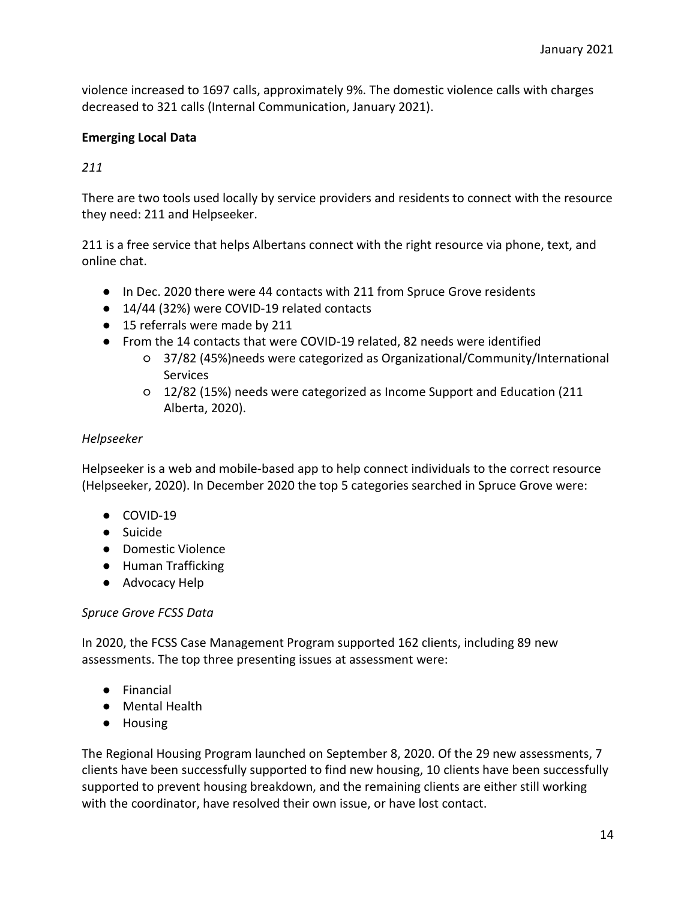violence increased to 1697 calls, approximately 9%. The domestic violence calls with charges decreased to 321 calls (Internal Communication, January 2021).

**Emerging Local Data**

*211*

There are two tools used locally by service providers and residents to connect with the resource they need: 211 and Helpseeker.

211 is a free service that helps Albertans connect with the right resource via phone, text, and online chat.

- In Dec. 2020 there were 44 contacts with 211 from Spruce Grove residents
- 14/44 (32%) were COVID-19 related contacts
- 15 referrals were made by 211
- From the 14 contacts that were COVID-19 related, 82 needs were identified
    - 37/82 (45%)needs were categorized as Organizational/Community/International Services
    - 12/82 (15%) needs were categorized as Income Support and Education (211 Alberta, 2020).

*Helpseeker*

Helpseeker is a web and mobile-based app to help connect individuals to the correct resource (Helpseeker, 2020). In December 2020 the top 5 categories searched in Spruce Grove were:

- COVID-19
- Suicide
- Domestic Violence
- Human Trafficking
- Advocacy Help

*Spruce Grove FCSS Data*

In 2020, the FCSS Case Management Program supported 162 clients, including 89 new assessments. The top three presenting issues at assessment were:

- Financial
- Mental Health
- Housing

The Regional Housing Program launched on September 8, 2020. Of the 29 new assessments, 7 clients have been successfully supported to find new housing, 10 clients have been successfully supported to prevent housing breakdown, and the remaining clients are either still working with the coordinator, have resolved their own issue, or have lost contact.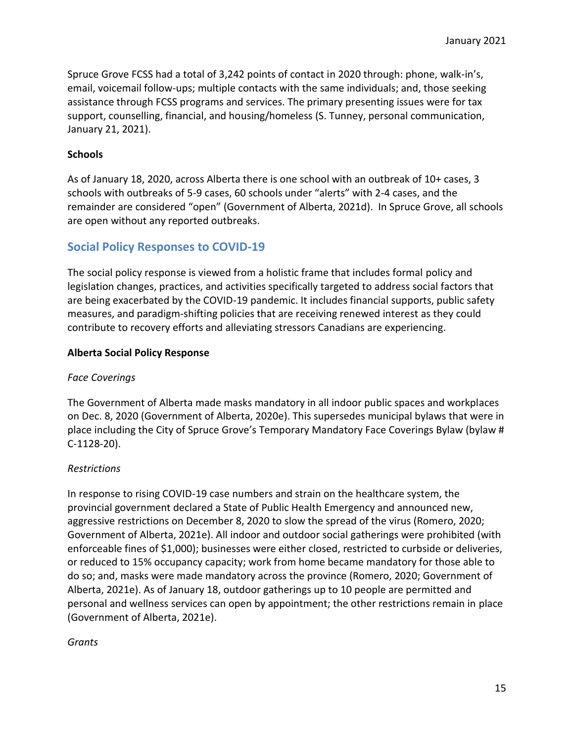Spruce Grove FCSS had a total of 3,242 points of contact in 2020 through: phone, walk-in's, email, voicemail follow-ups; multiple contacts with the same individuals; and, those seeking assistance through FCSS programs and services. The primary presenting issues were for tax support, counselling, financial, and housing/homeless (S. Tunney, personal communication, January 21, 2021).

**Schools**

As of January 18, 2020, across Alberta there is one school with an outbreak of 10+ cases, 3 schools with outbreaks of 5-9 cases, 60 schools under "alerts" with 2-4 cases, and the remainder are considered "open" (Government of Alberta, 2021d). In Spruce Grove, all schools are open without any reported outbreaks.

## Social Policy Responses to COVID-19

The social policy response is viewed from a holistic frame that includes formal policy and legislation changes, practices, and activities specifically targeted to address social factors that are being exacerbated by the COVID-19 pandemic. It includes financial supports, public safety measures, and paradigm-shifting policies that are receiving renewed interest as they could contribute to recovery efforts and alleviating stressors Canadians are experiencing.

**Alberta Social Policy Response**

*Face Coverings*

The Government of Alberta made masks mandatory in all indoor public spaces and workplaces on Dec. 8, 2020 (Government of Alberta, 2020e). This supersedes municipal bylaws that were in place including the City of Spruce Grove's Temporary Mandatory Face Coverings Bylaw (bylaw # C-1128-20).

*Restrictions*

In response to rising COVID-19 case numbers and strain on the healthcare system, the provincial government declared a State of Public Health Emergency and announced new, aggressive restrictions on December 8, 2020 to slow the spread of the virus (Romero, 2020; Government of Alberta, 2021e). All indoor and outdoor social gatherings were prohibited (with enforceable fines of $1,000); businesses were either closed, restricted to curbside or deliveries, or reduced to 15% occupancy capacity; work from home became mandatory for those able to do so; and, masks were made mandatory across the province (Romero, 2020; Government of Alberta, 2021e). As of January 18, outdoor gatherings up to 10 people are permitted and personal and wellness services can open by appointment; the other restrictions remain in place (Government of Alberta, 2021e).

*Grants*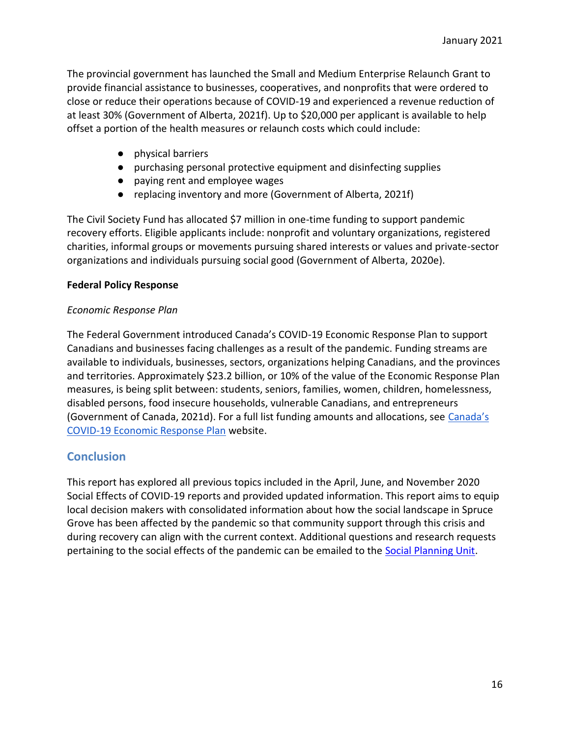The provincial government has launched the Small and Medium Enterprise Relaunch Grant to provide financial assistance to businesses, cooperatives, and nonprofits that were ordered to close or reduce their operations because of COVID-19 and experienced a revenue reduction of at least 30% (Government of Alberta, 2021f). Up to $20,000 per applicant is available to help offset a portion of the health measures or relaunch costs which could include:

- physical barriers
- purchasing personal protective equipment and disinfecting supplies
- paying rent and employee wages
- replacing inventory and more (Government of Alberta, 2021f)

The Civil Society Fund has allocated $7 million in one-time funding to support pandemic recovery efforts. Eligible applicants include: nonprofit and voluntary organizations, registered charities, informal groups or movements pursuing shared interests or values and private-sector organizations and individuals pursuing social good (Government of Alberta, 2020e).

**Federal Policy Response**

*Economic Response Plan*

The Federal Government introduced Canada's COVID-19 Economic Response Plan to support Canadians and businesses facing challenges as a result of the pandemic. Funding streams are available to individuals, businesses, sectors, organizations helping Canadians, and the provinces and territories. Approximately $23.2 billion, or 10% of the value of the Economic Response Plan measures, is being split between: students, seniors, families, women, children, homelessness, disabled persons, food insecure households, vulnerable Canadians, and entrepreneurs (Government of Canada, 2021d). For a full list funding amounts and allocations, see [Canada's COVID-19 Economic Response Plan]() website.

## Conclusion

This report has explored all previous topics included in the April, June, and November 2020 Social Effects of COVID-19 reports and provided updated information. This report aims to equip local decision makers with consolidated information about how the social landscape in Spruce Grove has been affected by the pandemic so that community support through this crisis and during recovery can align with the current context. Additional questions and research requests pertaining to the social effects of the pandemic can be emailed to the [Social Planning Unit]().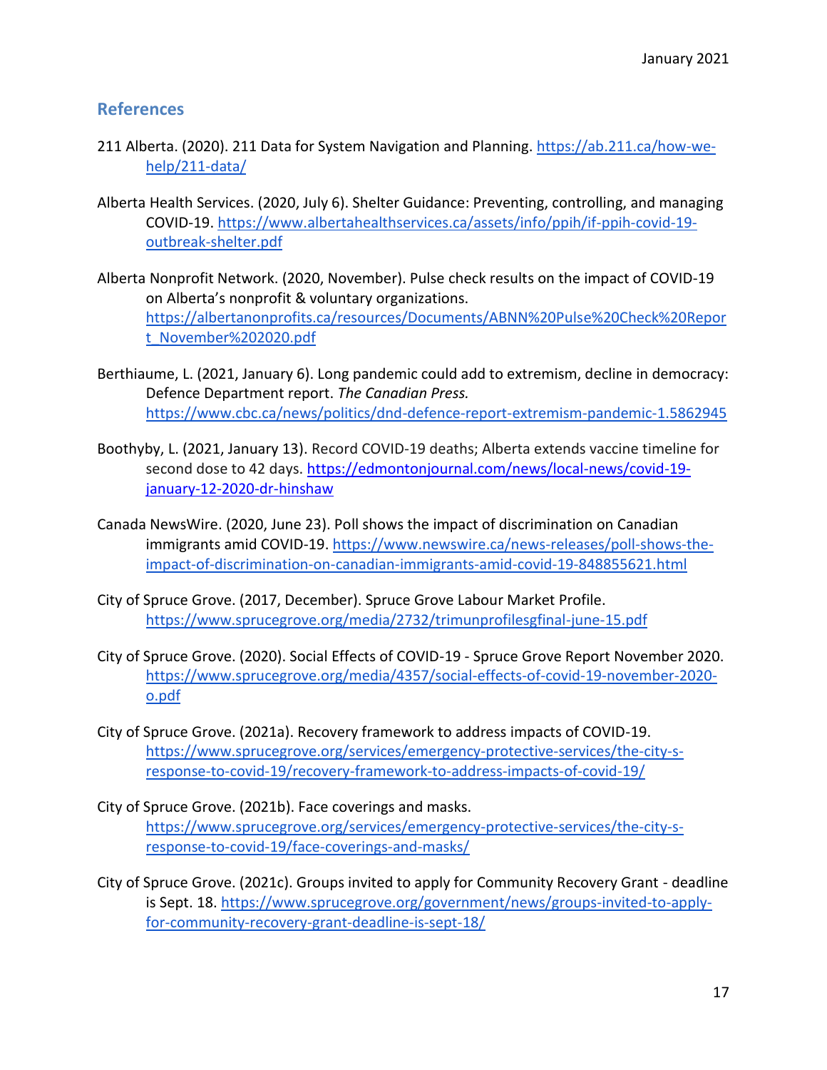## References

211 Alberta. (2020). 211 Data for System Navigation and Planning. https://ab.211.ca/how-we-help/211-data/

Alberta Health Services. (2020, July 6). Shelter Guidance: Preventing, controlling, and managing COVID-19. https://www.albertahealthservices.ca/assets/info/ppih/if-ppih-covid-19-outbreak-shelter.pdf

Alberta Nonprofit Network. (2020, November). Pulse check results on the impact of COVID-19 on Alberta's nonprofit & voluntary organizations. https://albertanonprofits.ca/resources/Documents/ABNN%20Pulse%20Check%20Report_November%202020.pdf

Berthiaume, L. (2021, January 6). Long pandemic could add to extremism, decline in democracy: Defence Department report. *The Canadian Press.* https://www.cbc.ca/news/politics/dnd-defence-report-extremism-pandemic-1.5862945

Boothyby, L. (2021, January 13). Record COVID-19 deaths; Alberta extends vaccine timeline for second dose to 42 days. https://edmontonjournal.com/news/local-news/covid-19-january-12-2020-dr-hinshaw

Canada NewsWire. (2020, June 23). Poll shows the impact of discrimination on Canadian immigrants amid COVID-19. https://www.newswire.ca/news-releases/poll-shows-the-impact-of-discrimination-on-canadian-immigrants-amid-covid-19-848855621.html

City of Spruce Grove. (2017, December). Spruce Grove Labour Market Profile. https://www.sprucegrove.org/media/2732/trimunprofilesgfinal-june-15.pdf

City of Spruce Grove. (2020). Social Effects of COVID-19 - Spruce Grove Report November 2020. https://www.sprucegrove.org/media/4357/social-effects-of-covid-19-november-2020-o.pdf

City of Spruce Grove. (2021a). Recovery framework to address impacts of COVID-19. https://www.sprucegrove.org/services/emergency-protective-services/the-city-s-response-to-covid-19/recovery-framework-to-address-impacts-of-covid-19/

City of Spruce Grove. (2021b). Face coverings and masks. https://www.sprucegrove.org/services/emergency-protective-services/the-city-s-response-to-covid-19/face-coverings-and-masks/

City of Spruce Grove. (2021c). Groups invited to apply for Community Recovery Grant - deadline is Sept. 18. https://www.sprucegrove.org/government/news/groups-invited-to-apply-for-community-recovery-grant-deadline-is-sept-18/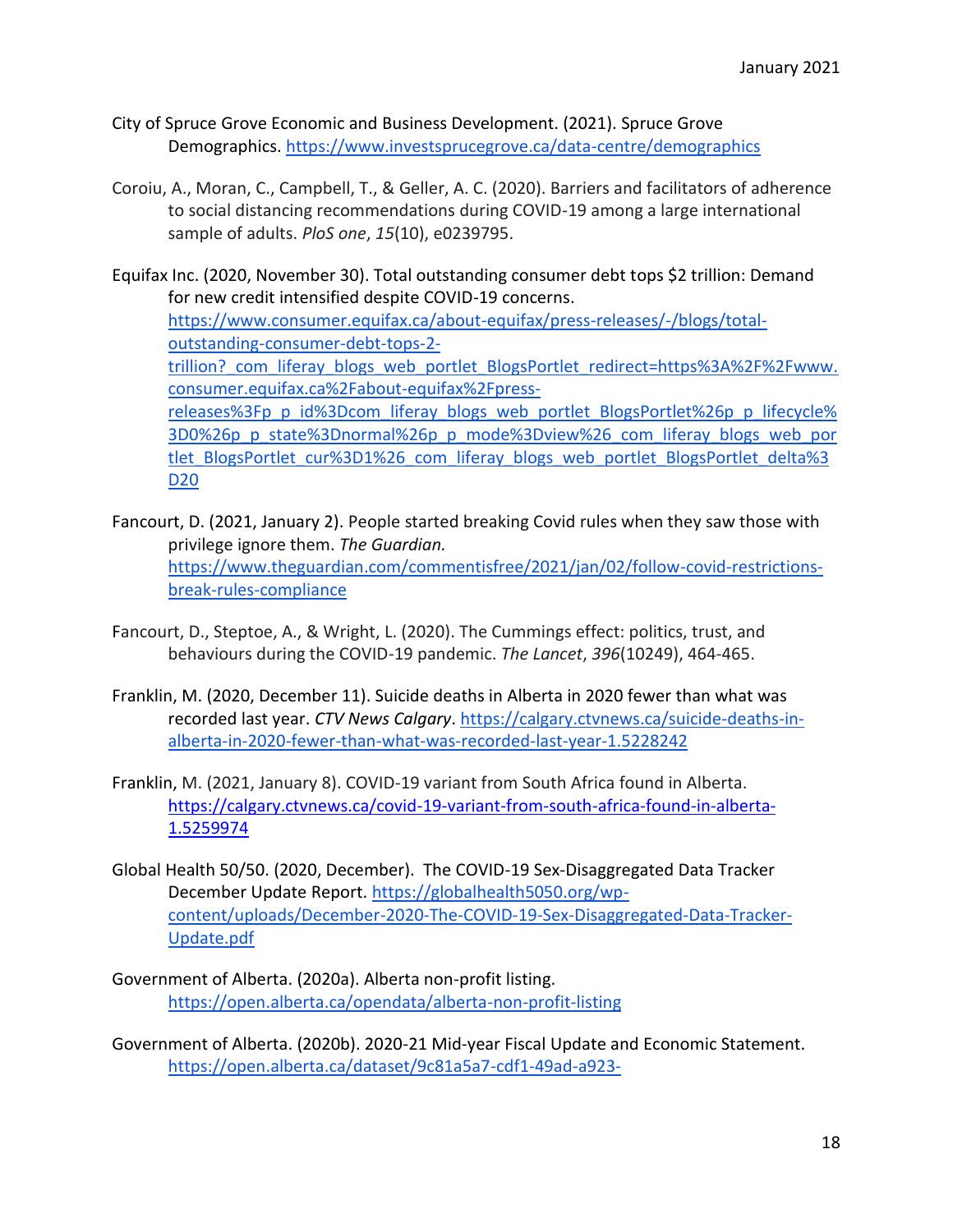City of Spruce Grove Economic and Business Development. (2021). Spruce Grove Demographics. https://www.investsprucegrove.ca/data-centre/demographics

Coroiu, A., Moran, C., Campbell, T., & Geller, A. C. (2020). Barriers and facilitators of adherence to social distancing recommendations during COVID-19 among a large international sample of adults. *PloS one*, *15*(10), e0239795.

Equifax Inc. (2020, November 30). Total outstanding consumer debt tops $2 trillion: Demand for new credit intensified despite COVID-19 concerns. https://www.consumer.equifax.ca/about-equifax/press-releases/-/blogs/total-outstanding-consumer-debt-tops-2-trillion?_com_liferay_blogs_web_portlet_BlogsPortlet_redirect=https%3A%2F%2Fwww.consumer.equifax.ca%2Fabout-equifax%2Fpress-releases%3Fp_p_id%3Dcom_liferay_blogs_web_portlet_BlogsPortlet%26p_p_lifecycle%3D0%26p_p_state%3Dnormal%26p_p_mode%3Dview%26_com_liferay_blogs_web_portlet_BlogsPortlet_cur%3D1%26_com_liferay_blogs_web_portlet_BlogsPortlet_delta%3D20

Fancourt, D. (2021, January 2). People started breaking Covid rules when they saw those with privilege ignore them. *The Guardian.* https://www.theguardian.com/commentisfree/2021/jan/02/follow-covid-restrictions-break-rules-compliance

Fancourt, D., Steptoe, A., & Wright, L. (2020). The Cummings effect: politics, trust, and behaviours during the COVID-19 pandemic. *The Lancet*, *396*(10249), 464-465.

Franklin, M. (2020, December 11). Suicide deaths in Alberta in 2020 fewer than what was recorded last year. *CTV News Calgary*. https://calgary.ctvnews.ca/suicide-deaths-in-alberta-in-2020-fewer-than-what-was-recorded-last-year-1.5228242

Franklin, M. (2021, January 8). COVID-19 variant from South Africa found in Alberta. https://calgary.ctvnews.ca/covid-19-variant-from-south-africa-found-in-alberta-1.5259974

Global Health 50/50. (2020, December). The COVID-19 Sex-Disaggregated Data Tracker December Update Report. https://globalhealth5050.org/wp-content/uploads/December-2020-The-COVID-19-Sex-Disaggregated-Data-Tracker-Update.pdf

Government of Alberta. (2020a). Alberta non-profit listing. https://open.alberta.ca/opendata/alberta-non-profit-listing

Government of Alberta. (2020b). 2020-21 Mid-year Fiscal Update and Economic Statement. https://open.alberta.ca/dataset/9c81a5a7-cdf1-49ad-a923-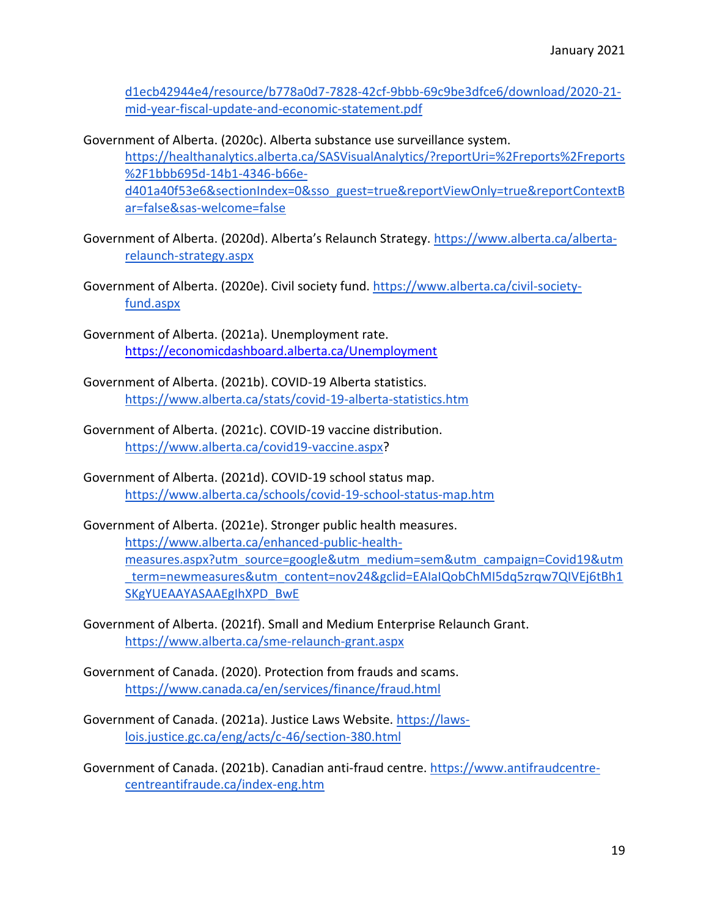d1ecb42944e4/resource/b778a0d7-7828-42cf-9bbb-69c9be3dfce6/download/2020-21-mid-year-fiscal-update-and-economic-statement.pdf

Government of Alberta. (2020c). Alberta substance use surveillance system. https://healthanalytics.alberta.ca/SASVisualAnalytics/?reportUri=%2Freports%2Freports%2F1bbb695d-14b1-4346-b66e-d401a40f53e6&sectionIndex=0&sso_guest=true&reportViewOnly=true&reportContextBar=false&sas-welcome=false

Government of Alberta. (2020d). Alberta's Relaunch Strategy. https://www.alberta.ca/alberta-relaunch-strategy.aspx

Government of Alberta. (2020e). Civil society fund. https://www.alberta.ca/civil-society-fund.aspx

Government of Alberta. (2021a). Unemployment rate. https://economicdashboard.alberta.ca/Unemployment

Government of Alberta. (2021b). COVID-19 Alberta statistics. https://www.alberta.ca/stats/covid-19-alberta-statistics.htm

Government of Alberta. (2021c). COVID-19 vaccine distribution. https://www.alberta.ca/covid19-vaccine.aspx?

Government of Alberta. (2021d). COVID-19 school status map. https://www.alberta.ca/schools/covid-19-school-status-map.htm

Government of Alberta. (2021e). Stronger public health measures. https://www.alberta.ca/enhanced-public-health-measures.aspx?utm_source=google&utm_medium=sem&utm_campaign=Covid19&utm_term=newmeasures&utm_content=nov24&gclid=EAIaIQobChMI5dq5zrqw7QIVEj6tBh1SKgYUEAAYASAAEgIhXPD_BwE

Government of Alberta. (2021f). Small and Medium Enterprise Relaunch Grant. https://www.alberta.ca/sme-relaunch-grant.aspx

Government of Canada. (2020). Protection from frauds and scams. https://www.canada.ca/en/services/finance/fraud.html

Government of Canada. (2021a). Justice Laws Website. https://laws-lois.justice.gc.ca/eng/acts/c-46/section-380.html

Government of Canada. (2021b). Canadian anti-fraud centre. https://www.antifraudcentre-centreantifraude.ca/index-eng.htm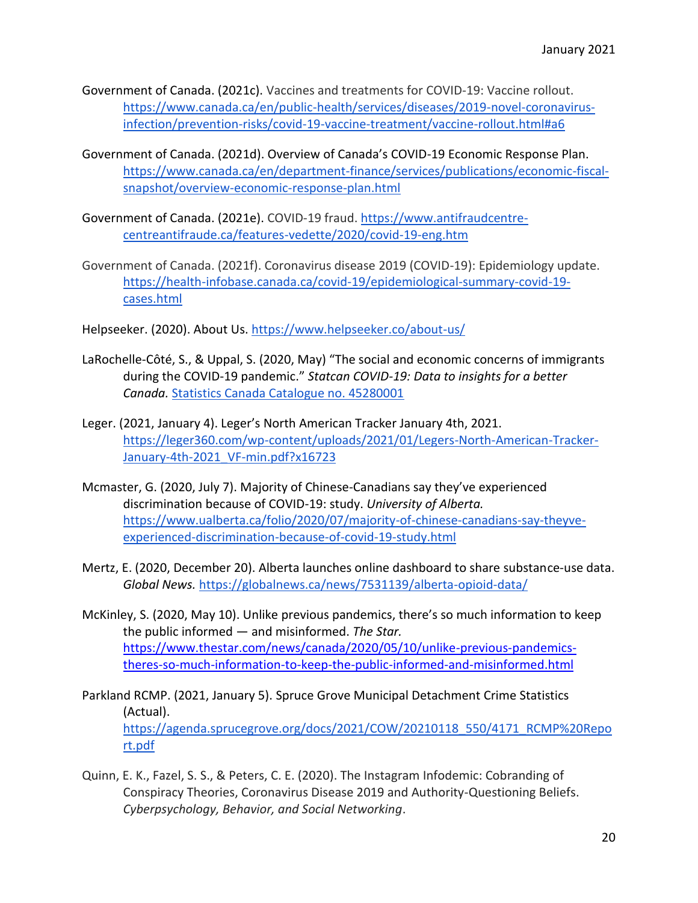Government of Canada. (2021c). Vaccines and treatments for COVID-19: Vaccine rollout. https://www.canada.ca/en/public-health/services/diseases/2019-novel-coronavirus-infection/prevention-risks/covid-19-vaccine-treatment/vaccine-rollout.html#a6

Government of Canada. (2021d). Overview of Canada's COVID-19 Economic Response Plan. https://www.canada.ca/en/department-finance/services/publications/economic-fiscal-snapshot/overview-economic-response-plan.html

Government of Canada. (2021e). COVID-19 fraud. https://www.antifraudcentre-centreantifraude.ca/features-vedette/2020/covid-19-eng.htm

Government of Canada. (2021f). Coronavirus disease 2019 (COVID-19): Epidemiology update. https://health-infobase.canada.ca/covid-19/epidemiological-summary-covid-19-cases.html

Helpseeker. (2020). About Us. https://www.helpseeker.co/about-us/

LaRochelle-Côté, S., & Uppal, S. (2020, May) "The social and economic concerns of immigrants during the COVID-19 pandemic." *Statcan COVID-19: Data to insights for a better Canada.* Statistics Canada Catalogue no. 45280001

Leger. (2021, January 4). Leger's North American Tracker January 4th, 2021. https://leger360.com/wp-content/uploads/2021/01/Legers-North-American-Tracker-January-4th-2021_VF-min.pdf?x16723

Mcmaster, G. (2020, July 7). Majority of Chinese-Canadians say they've experienced discrimination because of COVID-19: study. *University of Alberta.* https://www.ualberta.ca/folio/2020/07/majority-of-chinese-canadians-say-theyve-experienced-discrimination-because-of-covid-19-study.html

Mertz, E. (2020, December 20). Alberta launches online dashboard to share substance-use data. *Global News.* https://globalnews.ca/news/7531139/alberta-opioid-data/

McKinley, S. (2020, May 10). Unlike previous pandemics, there's so much information to keep the public informed — and misinformed. *The Star.* https://www.thestar.com/news/canada/2020/05/10/unlike-previous-pandemics-theres-so-much-information-to-keep-the-public-informed-and-misinformed.html

Parkland RCMP. (2021, January 5). Spruce Grove Municipal Detachment Crime Statistics (Actual). https://agenda.sprucegrove.org/docs/2021/COW/20210118_550/4171_RCMP%20Report.pdf

Quinn, E. K., Fazel, S. S., & Peters, C. E. (2020). The Instagram Infodemic: Cobranding of Conspiracy Theories, Coronavirus Disease 2019 and Authority-Questioning Beliefs. *Cyberpsychology, Behavior, and Social Networking*.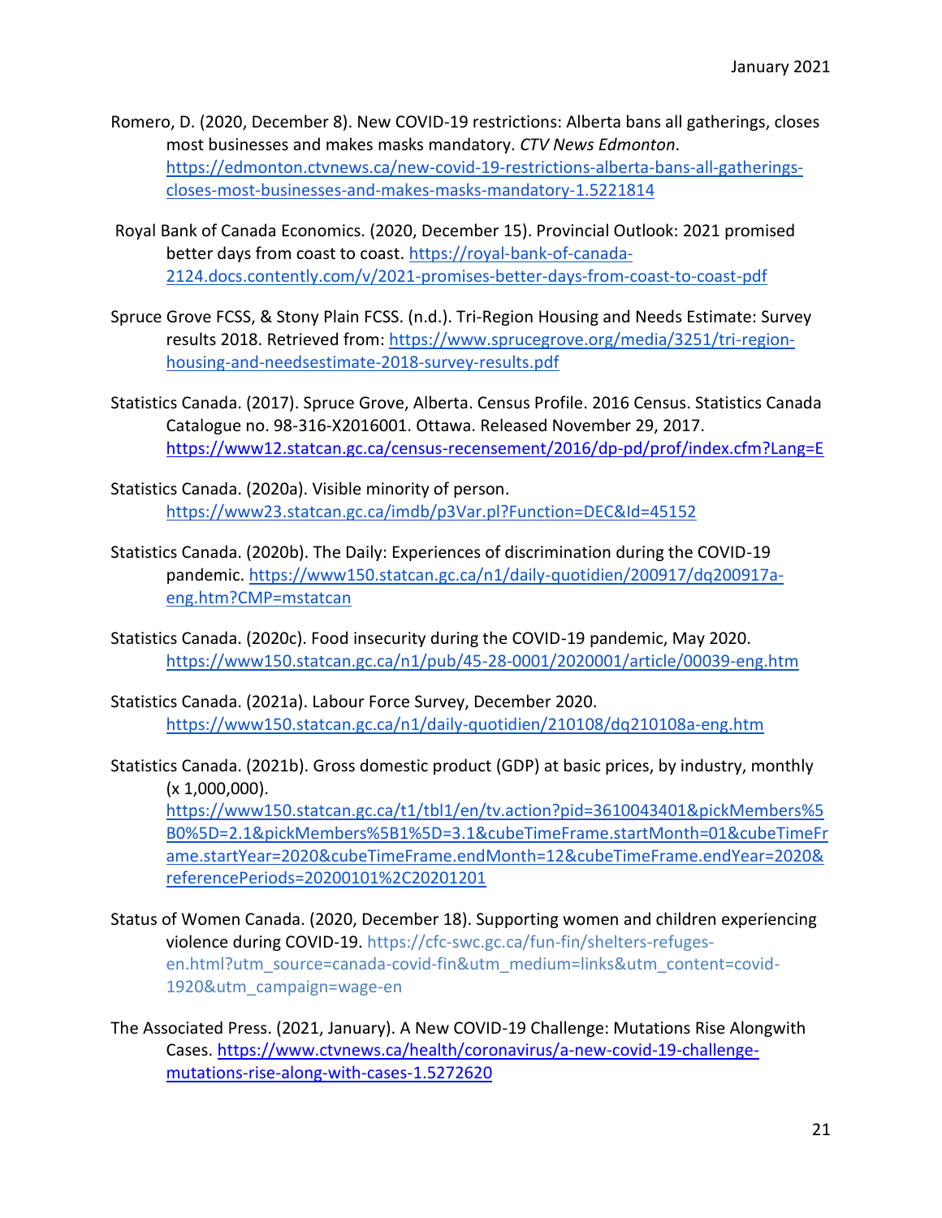Romero, D. (2020, December 8). New COVID-19 restrictions: Alberta bans all gatherings, closes most businesses and makes masks mandatory. *CTV News Edmonton*. https://edmonton.ctvnews.ca/new-covid-19-restrictions-alberta-bans-all-gatherings-closes-most-businesses-and-makes-masks-mandatory-1.5221814

Royal Bank of Canada Economics. (2020, December 15). Provincial Outlook: 2021 promised better days from coast to coast. https://royal-bank-of-canada-2124.docs.contently.com/v/2021-promises-better-days-from-coast-to-coast-pdf

Spruce Grove FCSS, & Stony Plain FCSS. (n.d.). Tri-Region Housing and Needs Estimate: Survey results 2018. Retrieved from: https://www.sprucegrove.org/media/3251/tri-region-housing-and-needsestimate-2018-survey-results.pdf

Statistics Canada. (2017). Spruce Grove, Alberta. Census Profile. 2016 Census. Statistics Canada Catalogue no. 98-316-X2016001. Ottawa. Released November 29, 2017. https://www12.statcan.gc.ca/census-recensement/2016/dp-pd/prof/index.cfm?Lang=E

Statistics Canada. (2020a). Visible minority of person. https://www23.statcan.gc.ca/imdb/p3Var.pl?Function=DEC&Id=45152

Statistics Canada. (2020b). The Daily: Experiences of discrimination during the COVID-19 pandemic. https://www150.statcan.gc.ca/n1/daily-quotidien/200917/dq200917a-eng.htm?CMP=mstatcan

Statistics Canada. (2020c). Food insecurity during the COVID-19 pandemic, May 2020. https://www150.statcan.gc.ca/n1/pub/45-28-0001/2020001/article/00039-eng.htm

Statistics Canada. (2021a). Labour Force Survey, December 2020. https://www150.statcan.gc.ca/n1/daily-quotidien/210108/dq210108a-eng.htm

Statistics Canada. (2021b). Gross domestic product (GDP) at basic prices, by industry, monthly (x 1,000,000). https://www150.statcan.gc.ca/t1/tbl1/en/tv.action?pid=3610043401&pickMembers%5B0%5D=2.1&pickMembers%5B1%5D=3.1&cubeTimeFrame.startMonth=01&cubeTimeFrame.startYear=2020&cubeTimeFrame.endMonth=12&cubeTimeFrame.endYear=2020&referencePeriods=20200101%2C20201201

Status of Women Canada. (2020, December 18). Supporting women and children experiencing violence during COVID-19. https://cfc-swc.gc.ca/fun-fin/shelters-refuges-en.html?utm_source=canada-covid-fin&utm_medium=links&utm_content=covid-1920&utm_campaign=wage-en

The Associated Press. (2021, January). A New COVID-19 Challenge: Mutations Rise Alongwith Cases. https://www.ctvnews.ca/health/coronavirus/a-new-covid-19-challenge-mutations-rise-along-with-cases-1.5272620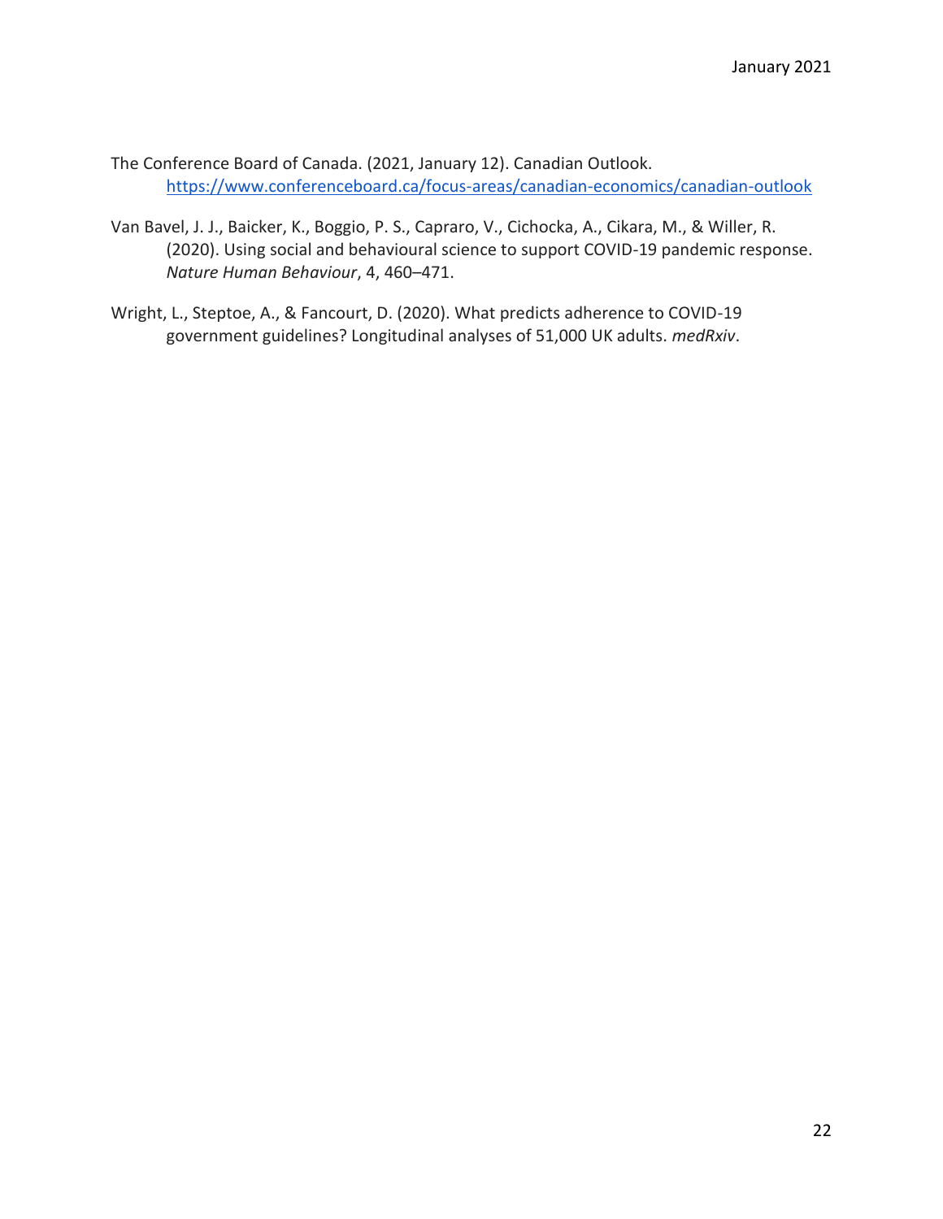The Conference Board of Canada. (2021, January 12). Canadian Outlook. https://www.conferenceboard.ca/focus-areas/canadian-economics/canadian-outlook

Van Bavel, J. J., Baicker, K., Boggio, P. S., Capraro, V., Cichocka, A., Cikara, M., & Willer, R. (2020). Using social and behavioural science to support COVID-19 pandemic response. *Nature Human Behaviour*, 4, 460–471.

Wright, L., Steptoe, A., & Fancourt, D. (2020). What predicts adherence to COVID-19 government guidelines? Longitudinal analyses of 51,000 UK adults. *medRxiv*.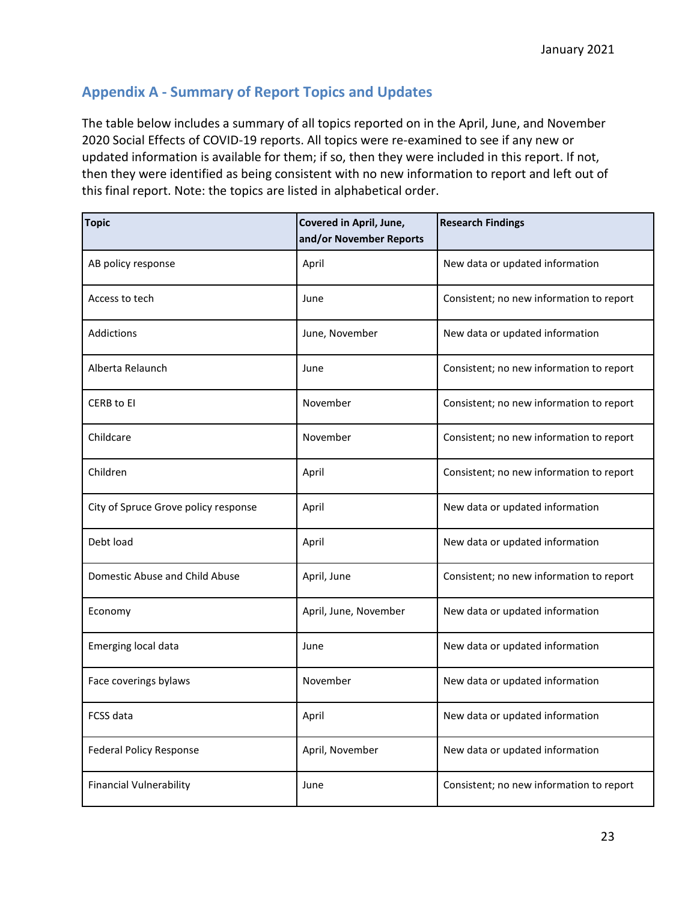## Appendix A - Summary of Report Topics and Updates

The table below includes a summary of all topics reported on in the April, June, and November 2020 Social Effects of COVID-19 reports. All topics were re-examined to see if any new or updated information is available for them; if so, then they were included in this report. If not, then they were identified as being consistent with no new information to report and left out of this final report. Note: the topics are listed in alphabetical order.

| Topic | Covered in April, June, and/or November Reports | Research Findings |
|---|---|---|
| AB policy response | April | New data or updated information |
| Access to tech | June | Consistent; no new information to report |
| Addictions | June, November | New data or updated information |
| Alberta Relaunch | June | Consistent; no new information to report |
| CERB to EI | November | Consistent; no new information to report |
| Childcare | November | Consistent; no new information to report |
| Children | April | Consistent; no new information to report |
| City of Spruce Grove policy response | April | New data or updated information |
| Debt load | April | New data or updated information |
| Domestic Abuse and Child Abuse | April, June | Consistent; no new information to report |
| Economy | April, June, November | New data or updated information |
| Emerging local data | June | New data or updated information |
| Face coverings bylaws | November | New data or updated information |
| FCSS data | April | New data or updated information |
| Federal Policy Response | April, November | New data or updated information |
| Financial Vulnerability | June | Consistent; no new information to report |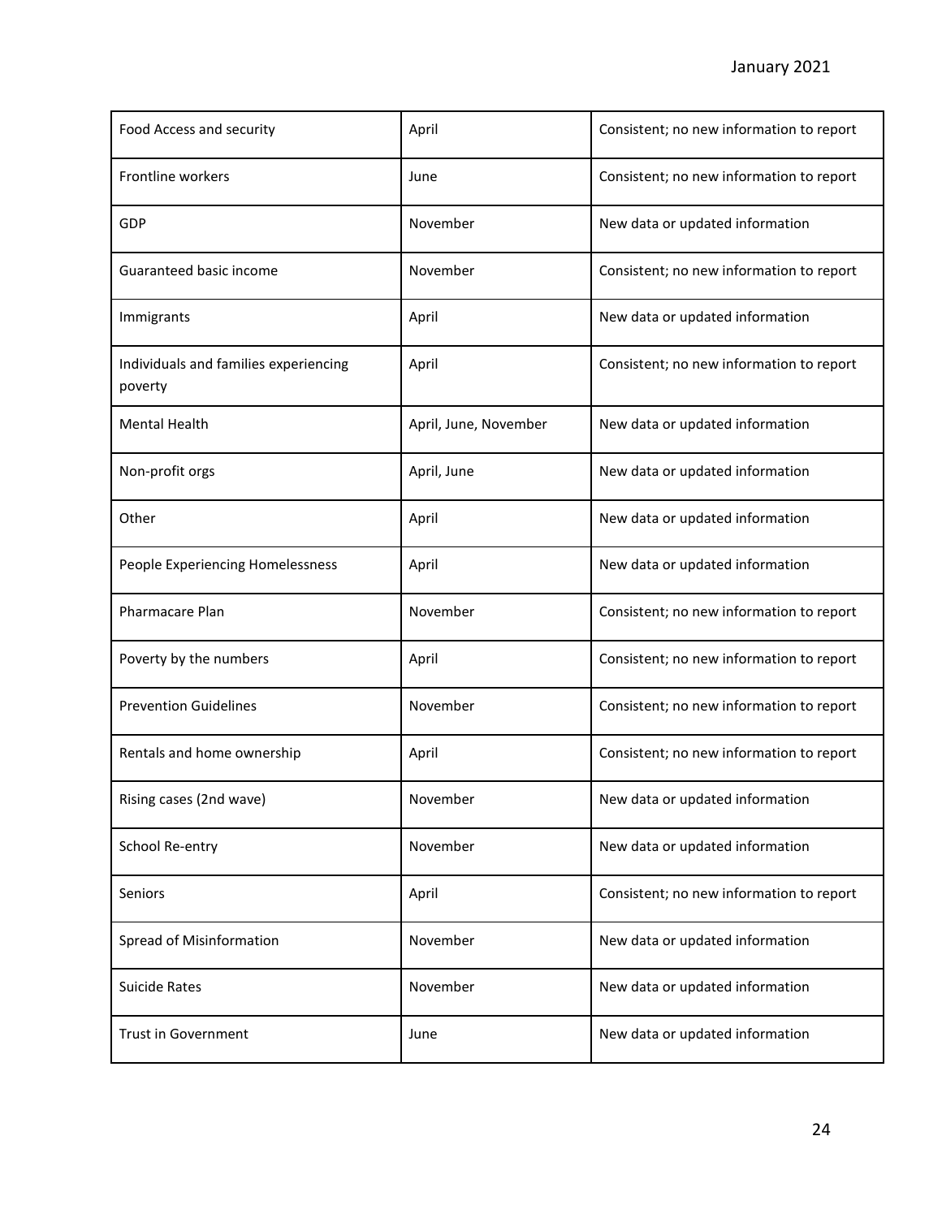| | | |
|---|---|---|
| Food Access and security | April | Consistent; no new information to report |
| Frontline workers | June | Consistent; no new information to report |
| GDP | November | New data or updated information |
| Guaranteed basic income | November | Consistent; no new information to report |
| Immigrants | April | New data or updated information |
| Individuals and families experiencing poverty | April | Consistent; no new information to report |
| Mental Health | April, June, November | New data or updated information |
| Non-profit orgs | April, June | New data or updated information |
| Other | April | New data or updated information |
| People Experiencing Homelessness | April | New data or updated information |
| Pharmacare Plan | November | Consistent; no new information to report |
| Poverty by the numbers | April | Consistent; no new information to report |
| Prevention Guidelines | November | Consistent; no new information to report |
| Rentals and home ownership | April | Consistent; no new information to report |
| Rising cases (2nd wave) | November | New data or updated information |
| School Re-entry | November | New data or updated information |
| Seniors | April | Consistent; no new information to report |
| Spread of Misinformation | November | New data or updated information |
| Suicide Rates | November | New data or updated information |
| Trust in Government | June | New data or updated information |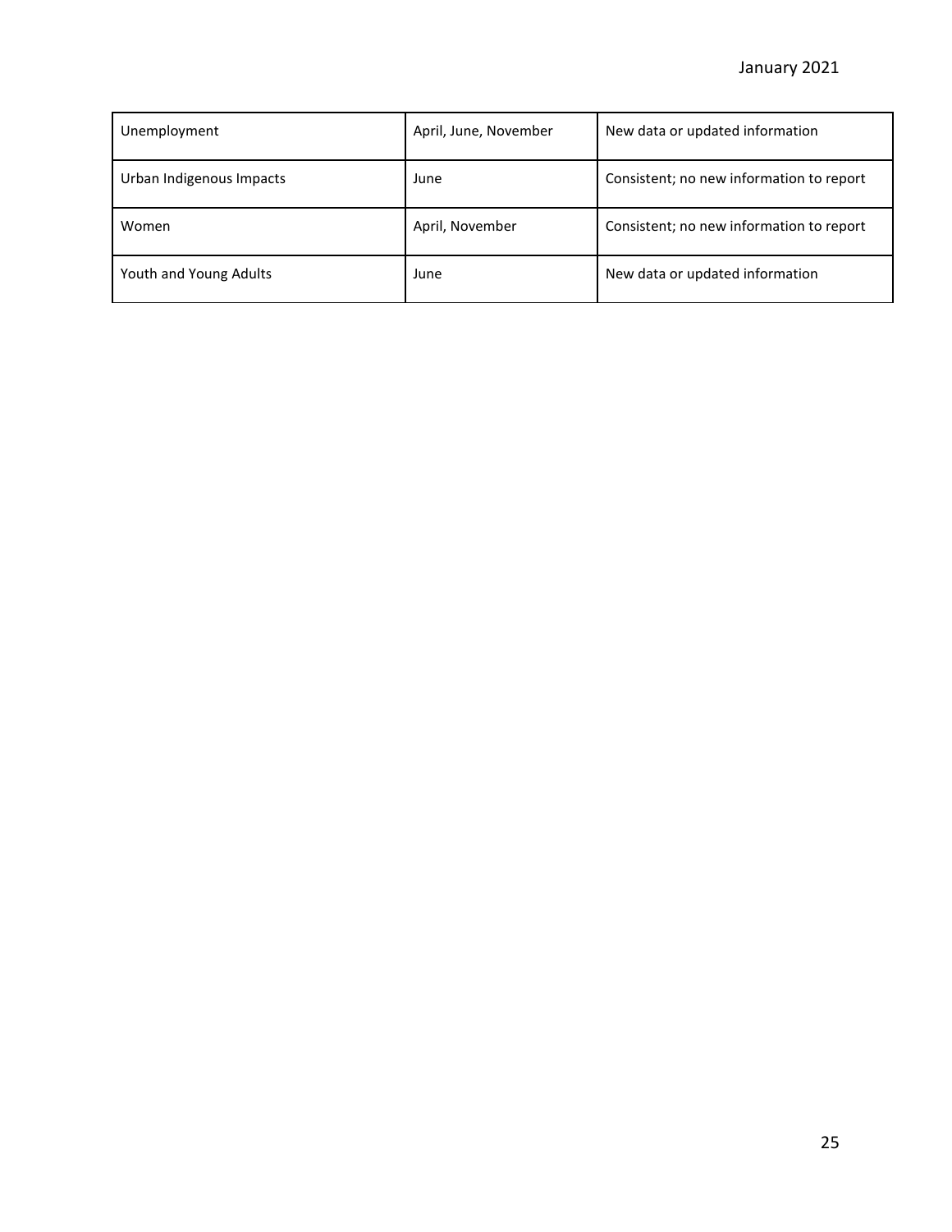| | | |
|---|---|---|
| Unemployment | April, June, November | New data or updated information |
| Urban Indigenous Impacts | June | Consistent; no new information to report |
| Women | April, November | Consistent; no new information to report |
| Youth and Young Adults | June | New data or updated information |